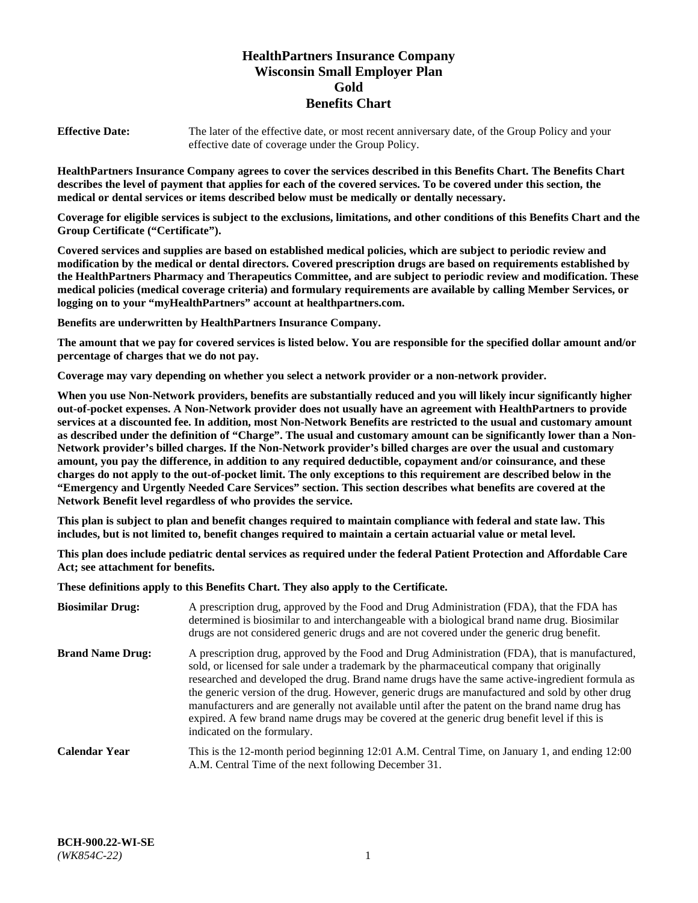# HealthPartners Insurance Company
# Wisconsin Small Employer Plan
# Gold
# Benefits Chart

**Effective Date:** The later of the effective date, or most recent anniversary date, of the Group Policy and your effective date of coverage under the Group Policy.

**HealthPartners Insurance Company agrees to cover the services described in this Benefits Chart. The Benefits Chart describes the level of payment that applies for each of the covered services. To be covered under this section, the medical or dental services or items described below must be medically or dentally necessary.**

**Coverage for eligible services is subject to the exclusions, limitations, and other conditions of this Benefits Chart and the Group Certificate ("Certificate").**

**Covered services and supplies are based on established medical policies, which are subject to periodic review and modification by the medical or dental directors. Covered prescription drugs are based on requirements established by the HealthPartners Pharmacy and Therapeutics Committee, and are subject to periodic review and modification. These medical policies (medical coverage criteria) and formulary requirements are available by calling Member Services, or logging on to your "myHealthPartners" account at healthpartners.com.**

**Benefits are underwritten by HealthPartners Insurance Company.**

**The amount that we pay for covered services is listed below. You are responsible for the specified dollar amount and/or percentage of charges that we do not pay.**

**Coverage may vary depending on whether you select a network provider or a non-network provider.**

**When you use Non-Network providers, benefits are substantially reduced and you will likely incur significantly higher out-of-pocket expenses. A Non-Network provider does not usually have an agreement with HealthPartners to provide services at a discounted fee. In addition, most Non-Network Benefits are restricted to the usual and customary amount as described under the definition of "Charge". The usual and customary amount can be significantly lower than a Non-Network provider's billed charges. If the Non-Network provider's billed charges are over the usual and customary amount, you pay the difference, in addition to any required deductible, copayment and/or coinsurance, and these charges do not apply to the out-of-pocket limit. The only exceptions to this requirement are described below in the "Emergency and Urgently Needed Care Services" section. This section describes what benefits are covered at the Network Benefit level regardless of who provides the service.**

**This plan is subject to plan and benefit changes required to maintain compliance with federal and state law. This includes, but is not limited to, benefit changes required to maintain a certain actuarial value or metal level.**

**This plan does include pediatric dental services as required under the federal Patient Protection and Affordable Care Act; see attachment for benefits.**

**These definitions apply to this Benefits Chart. They also apply to the Certificate.**

**Biosimilar Drug:** A prescription drug, approved by the Food and Drug Administration (FDA), that the FDA has determined is biosimilar to and interchangeable with a biological brand name drug. Biosimilar drugs are not considered generic drugs and are not covered under the generic drug benefit.

**Brand Name Drug:** A prescription drug, approved by the Food and Drug Administration (FDA), that is manufactured, sold, or licensed for sale under a trademark by the pharmaceutical company that originally researched and developed the drug. Brand name drugs have the same active-ingredient formula as the generic version of the drug. However, generic drugs are manufactured and sold by other drug manufacturers and are generally not available until after the patent on the brand name drug has expired. A few brand name drugs may be covered at the generic drug benefit level if this is indicated on the formulary.

**Calendar Year** This is the 12-month period beginning 12:01 A.M. Central Time, on January 1, and ending 12:00 A.M. Central Time of the next following December 31.

**BCH-900.22-WI-SE**
*(WK854C-22)*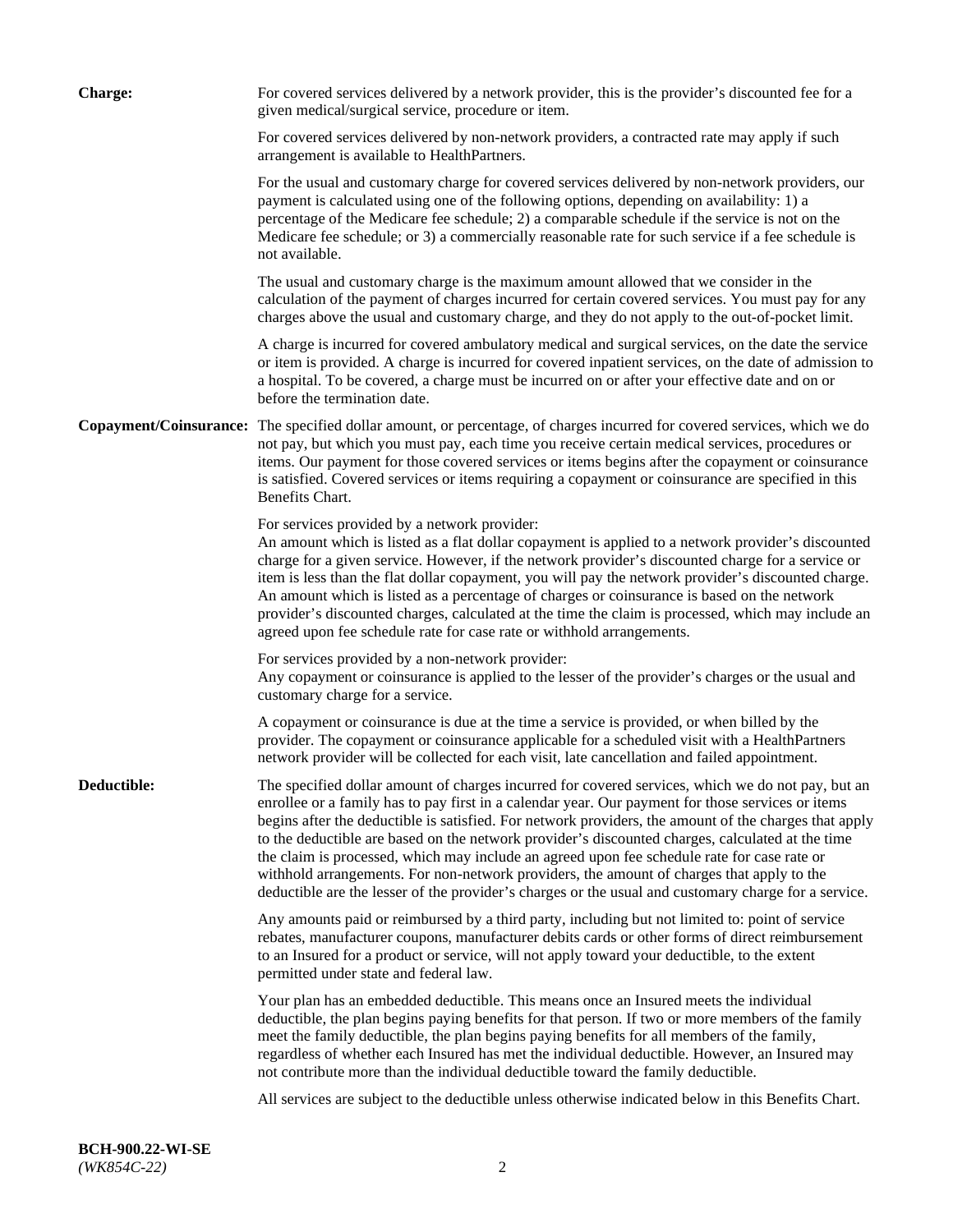**Charge:** For covered services delivered by a network provider, this is the provider's discounted fee for a given medical/surgical service, procedure or item.

For covered services delivered by non-network providers, a contracted rate may apply if such arrangement is available to HealthPartners.

For the usual and customary charge for covered services delivered by non-network providers, our payment is calculated using one of the following options, depending on availability: 1) a percentage of the Medicare fee schedule; 2) a comparable schedule if the service is not on the Medicare fee schedule; or 3) a commercially reasonable rate for such service if a fee schedule is not available.

The usual and customary charge is the maximum amount allowed that we consider in the calculation of the payment of charges incurred for certain covered services. You must pay for any charges above the usual and customary charge, and they do not apply to the out-of-pocket limit.

A charge is incurred for covered ambulatory medical and surgical services, on the date the service or item is provided. A charge is incurred for covered inpatient services, on the date of admission to a hospital. To be covered, a charge must be incurred on or after your effective date and on or before the termination date.

**Copayment/Coinsurance:** The specified dollar amount, or percentage, of charges incurred for covered services, which we do not pay, but which you must pay, each time you receive certain medical services, procedures or items. Our payment for those covered services or items begins after the copayment or coinsurance is satisfied. Covered services or items requiring a copayment or coinsurance are specified in this Benefits Chart.

For services provided by a network provider:
An amount which is listed as a flat dollar copayment is applied to a network provider's discounted charge for a given service. However, if the network provider's discounted charge for a service or item is less than the flat dollar copayment, you will pay the network provider's discounted charge. An amount which is listed as a percentage of charges or coinsurance is based on the network provider's discounted charges, calculated at the time the claim is processed, which may include an agreed upon fee schedule rate for case rate or withhold arrangements.

For services provided by a non-network provider:
Any copayment or coinsurance is applied to the lesser of the provider's charges or the usual and customary charge for a service.

A copayment or coinsurance is due at the time a service is provided, or when billed by the provider. The copayment or coinsurance applicable for a scheduled visit with a HealthPartners network provider will be collected for each visit, late cancellation and failed appointment.

**Deductible:** The specified dollar amount of charges incurred for covered services, which we do not pay, but an enrollee or a family has to pay first in a calendar year. Our payment for those services or items begins after the deductible is satisfied. For network providers, the amount of the charges that apply to the deductible are based on the network provider's discounted charges, calculated at the time the claim is processed, which may include an agreed upon fee schedule rate for case rate or withhold arrangements. For non-network providers, the amount of charges that apply to the deductible are the lesser of the provider's charges or the usual and customary charge for a service.

Any amounts paid or reimbursed by a third party, including but not limited to: point of service rebates, manufacturer coupons, manufacturer debits cards or other forms of direct reimbursement to an Insured for a product or service, will not apply toward your deductible, to the extent permitted under state and federal law.

Your plan has an embedded deductible. This means once an Insured meets the individual deductible, the plan begins paying benefits for that person. If two or more members of the family meet the family deductible, the plan begins paying benefits for all members of the family, regardless of whether each Insured has met the individual deductible. However, an Insured may not contribute more than the individual deductible toward the family deductible.

All services are subject to the deductible unless otherwise indicated below in this Benefits Chart.

**BCH-900.22-WI-SE**
*(WK854C-22)*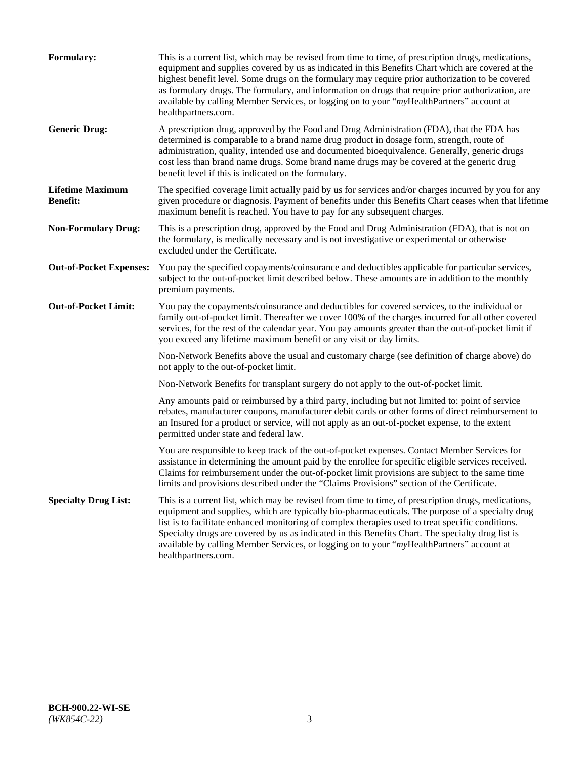**Formulary:** This is a current list, which may be revised from time to time, of prescription drugs, medications, equipment and supplies covered by us as indicated in this Benefits Chart which are covered at the highest benefit level. Some drugs on the formulary may require prior authorization to be covered as formulary drugs. The formulary, and information on drugs that require prior authorization, are available by calling Member Services, or logging on to your "*my*HealthPartners" account at healthpartners.com.

**Generic Drug:** A prescription drug, approved by the Food and Drug Administration (FDA), that the FDA has determined is comparable to a brand name drug product in dosage form, strength, route of administration, quality, intended use and documented bioequivalence. Generally, generic drugs cost less than brand name drugs. Some brand name drugs may be covered at the generic drug benefit level if this is indicated on the formulary.

**Lifetime Maximum Benefit:** The specified coverage limit actually paid by us for services and/or charges incurred by you for any given procedure or diagnosis. Payment of benefits under this Benefits Chart ceases when that lifetime maximum benefit is reached. You have to pay for any subsequent charges.

**Non-Formulary Drug:** This is a prescription drug, approved by the Food and Drug Administration (FDA), that is not on the formulary, is medically necessary and is not investigative or experimental or otherwise excluded under the Certificate.

**Out-of-Pocket Expenses:** You pay the specified copayments/coinsurance and deductibles applicable for particular services, subject to the out-of-pocket limit described below. These amounts are in addition to the monthly premium payments.

**Out-of-Pocket Limit:** You pay the copayments/coinsurance and deductibles for covered services, to the individual or family out-of-pocket limit. Thereafter we cover 100% of the charges incurred for all other covered services, for the rest of the calendar year. You pay amounts greater than the out-of-pocket limit if you exceed any lifetime maximum benefit or any visit or day limits.

Non-Network Benefits above the usual and customary charge (see definition of charge above) do not apply to the out-of-pocket limit.

Non-Network Benefits for transplant surgery do not apply to the out-of-pocket limit.

Any amounts paid or reimbursed by a third party, including but not limited to: point of service rebates, manufacturer coupons, manufacturer debit cards or other forms of direct reimbursement to an Insured for a product or service, will not apply as an out-of-pocket expense, to the extent permitted under state and federal law.

You are responsible to keep track of the out-of-pocket expenses. Contact Member Services for assistance in determining the amount paid by the enrollee for specific eligible services received. Claims for reimbursement under the out-of-pocket limit provisions are subject to the same time limits and provisions described under the "Claims Provisions" section of the Certificate.

**Specialty Drug List:** This is a current list, which may be revised from time to time, of prescription drugs, medications, equipment and supplies, which are typically bio-pharmaceuticals. The purpose of a specialty drug list is to facilitate enhanced monitoring of complex therapies used to treat specific conditions. Specialty drugs are covered by us as indicated in this Benefits Chart. The specialty drug list is available by calling Member Services, or logging on to your "*my*HealthPartners" account at healthpartners.com.

**BCH-900.22-WI-SE**
*(WK854C-22)*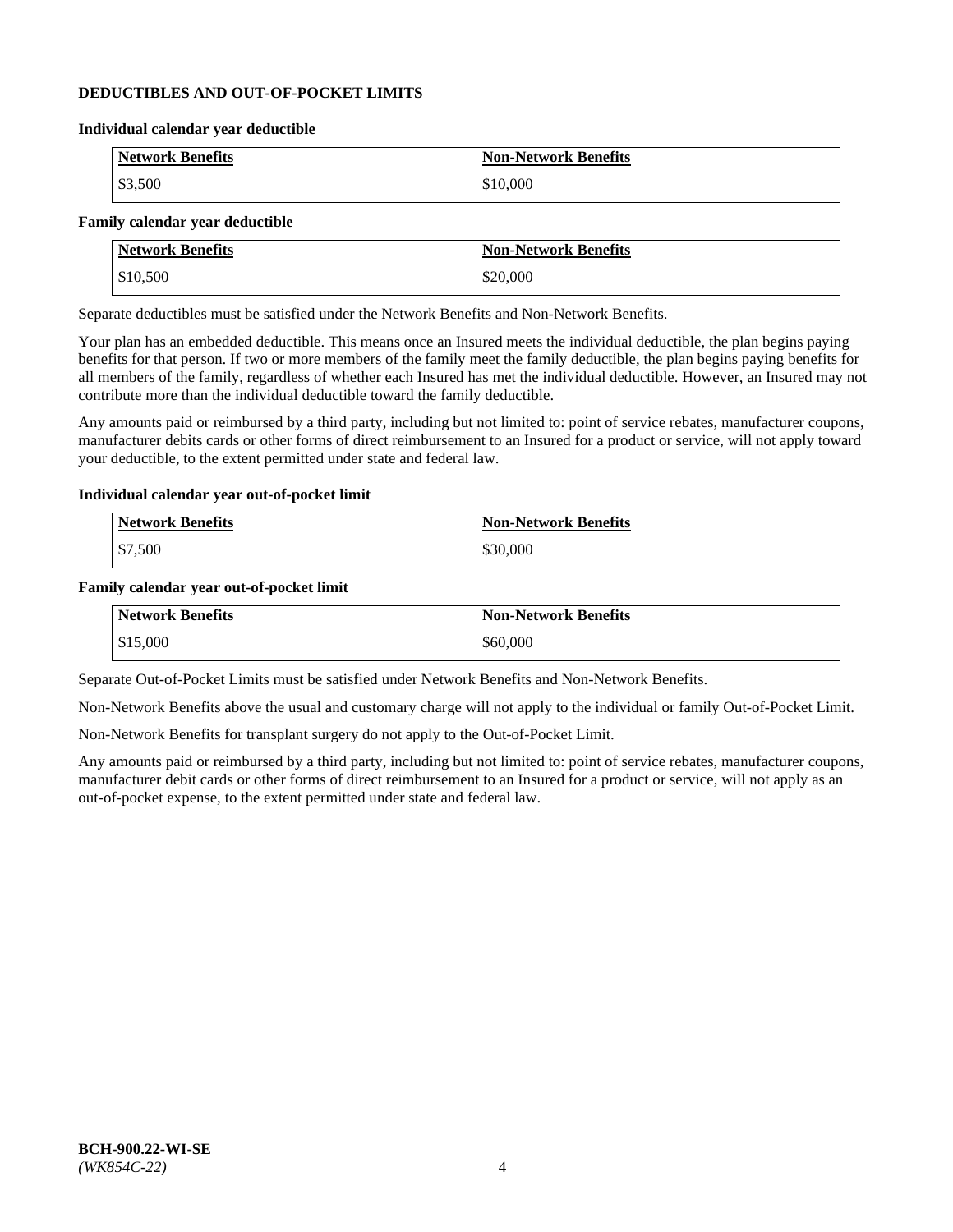## DEDUCTIBLES AND OUT-OF-POCKET LIMITS

### Individual calendar year deductible

| Network Benefits | Non-Network Benefits |
|---|---|
| $3,500 | $10,000 |

### Family calendar year deductible

| Network Benefits | Non-Network Benefits |
|---|---|
| $10,500 | $20,000 |

Separate deductibles must be satisfied under the Network Benefits and Non-Network Benefits.

Your plan has an embedded deductible. This means once an Insured meets the individual deductible, the plan begins paying benefits for that person. If two or more members of the family meet the family deductible, the plan begins paying benefits for all members of the family, regardless of whether each Insured has met the individual deductible. However, an Insured may not contribute more than the individual deductible toward the family deductible.

Any amounts paid or reimbursed by a third party, including but not limited to: point of service rebates, manufacturer coupons, manufacturer debits cards or other forms of direct reimbursement to an Insured for a product or service, will not apply toward your deductible, to the extent permitted under state and federal law.

### Individual calendar year out-of-pocket limit

| Network Benefits | Non-Network Benefits |
|---|---|
| $7,500 | $30,000 |

### Family calendar year out-of-pocket limit

| Network Benefits | Non-Network Benefits |
|---|---|
| $15,000 | $60,000 |

Separate Out-of-Pocket Limits must be satisfied under Network Benefits and Non-Network Benefits.

Non-Network Benefits above the usual and customary charge will not apply to the individual or family Out-of-Pocket Limit.

Non-Network Benefits for transplant surgery do not apply to the Out-of-Pocket Limit.

Any amounts paid or reimbursed by a third party, including but not limited to: point of service rebates, manufacturer coupons, manufacturer debit cards or other forms of direct reimbursement to an Insured for a product or service, will not apply as an out-of-pocket expense, to the extent permitted under state and federal law.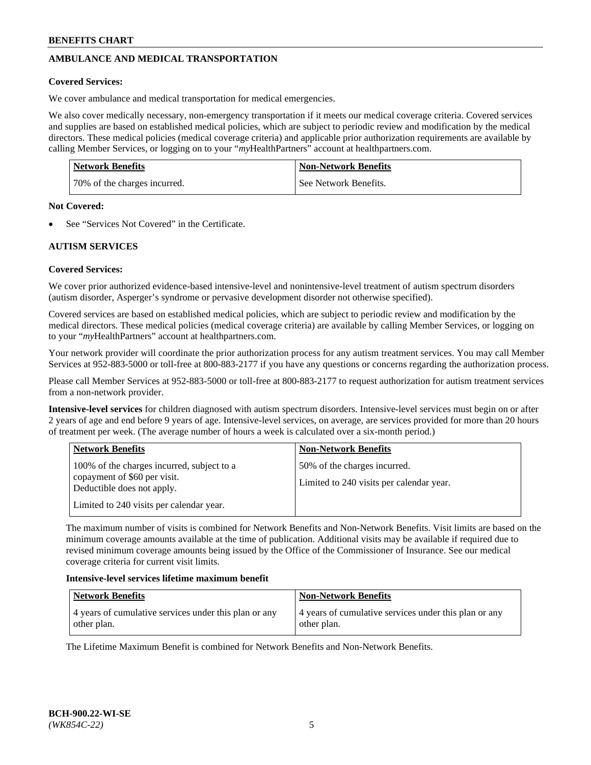## AMBULANCE AND MEDICAL TRANSPORTATION

**Covered Services:**

We cover ambulance and medical transportation for medical emergencies.

We also cover medically necessary, non-emergency transportation if it meets our medical coverage criteria. Covered services and supplies are based on established medical policies, which are subject to periodic review and modification by the medical directors. These medical policies (medical coverage criteria) and applicable prior authorization requirements are available by calling Member Services, or logging on to your "*my*HealthPartners" account at healthpartners.com.

| Network Benefits | Non-Network Benefits |
|---|---|
| 70% of the charges incurred. | See Network Benefits. |

**Not Covered:**

- See "Services Not Covered" in the Certificate.

## AUTISM SERVICES

**Covered Services:**

We cover prior authorized evidence-based intensive-level and nonintensive-level treatment of autism spectrum disorders (autism disorder, Asperger's syndrome or pervasive development disorder not otherwise specified).

Covered services are based on established medical policies, which are subject to periodic review and modification by the medical directors. These medical policies (medical coverage criteria) are available by calling Member Services, or logging on to your "*my*HealthPartners" account at healthpartners.com.

Your network provider will coordinate the prior authorization process for any autism treatment services. You may call Member Services at 952-883-5000 or toll-free at 800-883-2177 if you have any questions or concerns regarding the authorization process.

Please call Member Services at 952-883-5000 or toll-free at 800-883-2177 to request authorization for autism treatment services from a non-network provider.

**Intensive-level services** for children diagnosed with autism spectrum disorders. Intensive-level services must begin on or after 2 years of age and end before 9 years of age. Intensive-level services, on average, are services provided for more than 20 hours of treatment per week. (The average number of hours a week is calculated over a six-month period.)

| Network Benefits | Non-Network Benefits |
|---|---|
| 100% of the charges incurred, subject to a copayment of $60 per visit. Deductible does not apply.<br><br>Limited to 240 visits per calendar year. | 50% of the charges incurred.<br><br>Limited to 240 visits per calendar year. |

The maximum number of visits is combined for Network Benefits and Non-Network Benefits. Visit limits are based on the minimum coverage amounts available at the time of publication. Additional visits may be available if required due to revised minimum coverage amounts being issued by the Office of the Commissioner of Insurance. See our medical coverage criteria for current visit limits.

**Intensive-level services lifetime maximum benefit**

| Network Benefits | Non-Network Benefits |
|---|---|
| 4 years of cumulative services under this plan or any other plan. | 4 years of cumulative services under this plan or any other plan. |

The Lifetime Maximum Benefit is combined for Network Benefits and Non-Network Benefits.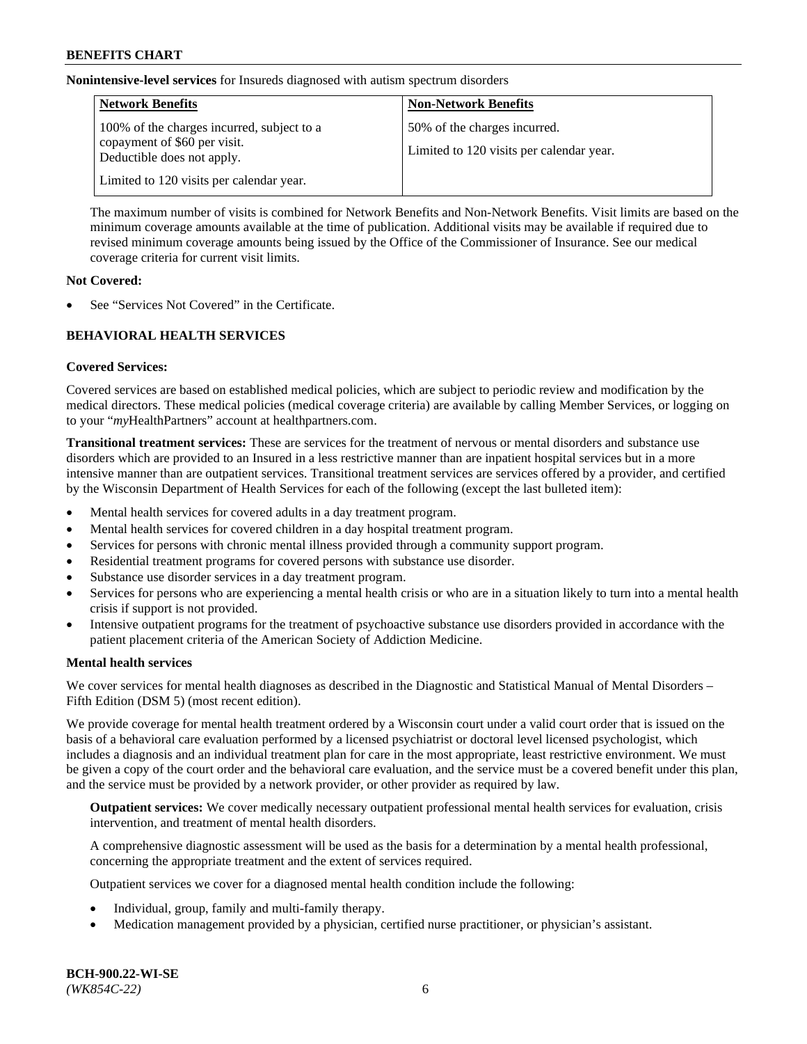**Nonintensive-level services** for Insureds diagnosed with autism spectrum disorders

| Network Benefits | Non-Network Benefits |
| --- | --- |
| 100% of the charges incurred, subject to a copayment of $60 per visit. Deductible does not apply.<br><br>Limited to 120 visits per calendar year. | 50% of the charges incurred.<br><br>Limited to 120 visits per calendar year. |

The maximum number of visits is combined for Network Benefits and Non-Network Benefits. Visit limits are based on the minimum coverage amounts available at the time of publication. Additional visits may be available if required due to revised minimum coverage amounts being issued by the Office of the Commissioner of Insurance. See our medical coverage criteria for current visit limits.

**Not Covered:**

- See "Services Not Covered" in the Certificate.

## BEHAVIORAL HEALTH SERVICES

**Covered Services:**

Covered services are based on established medical policies, which are subject to periodic review and modification by the medical directors. These medical policies (medical coverage criteria) are available by calling Member Services, or logging on to your "*my*HealthPartners" account at healthpartners.com.

**Transitional treatment services:** These are services for the treatment of nervous or mental disorders and substance use disorders which are provided to an Insured in a less restrictive manner than are inpatient hospital services but in a more intensive manner than are outpatient services. Transitional treatment services are services offered by a provider, and certified by the Wisconsin Department of Health Services for each of the following (except the last bulleted item):

- Mental health services for covered adults in a day treatment program.
- Mental health services for covered children in a day hospital treatment program.
- Services for persons with chronic mental illness provided through a community support program.
- Residential treatment programs for covered persons with substance use disorder.
- Substance use disorder services in a day treatment program.
- Services for persons who are experiencing a mental health crisis or who are in a situation likely to turn into a mental health crisis if support is not provided.
- Intensive outpatient programs for the treatment of psychoactive substance use disorders provided in accordance with the patient placement criteria of the American Society of Addiction Medicine.

**Mental health services**

We cover services for mental health diagnoses as described in the Diagnostic and Statistical Manual of Mental Disorders – Fifth Edition (DSM 5) (most recent edition).

We provide coverage for mental health treatment ordered by a Wisconsin court under a valid court order that is issued on the basis of a behavioral care evaluation performed by a licensed psychiatrist or doctoral level licensed psychologist, which includes a diagnosis and an individual treatment plan for care in the most appropriate, least restrictive environment. We must be given a copy of the court order and the behavioral care evaluation, and the service must be a covered benefit under this plan, and the service must be provided by a network provider, or other provider as required by law.

**Outpatient services:** We cover medically necessary outpatient professional mental health services for evaluation, crisis intervention, and treatment of mental health disorders.

A comprehensive diagnostic assessment will be used as the basis for a determination by a mental health professional, concerning the appropriate treatment and the extent of services required.

Outpatient services we cover for a diagnosed mental health condition include the following:

- Individual, group, family and multi-family therapy.
- Medication management provided by a physician, certified nurse practitioner, or physician's assistant.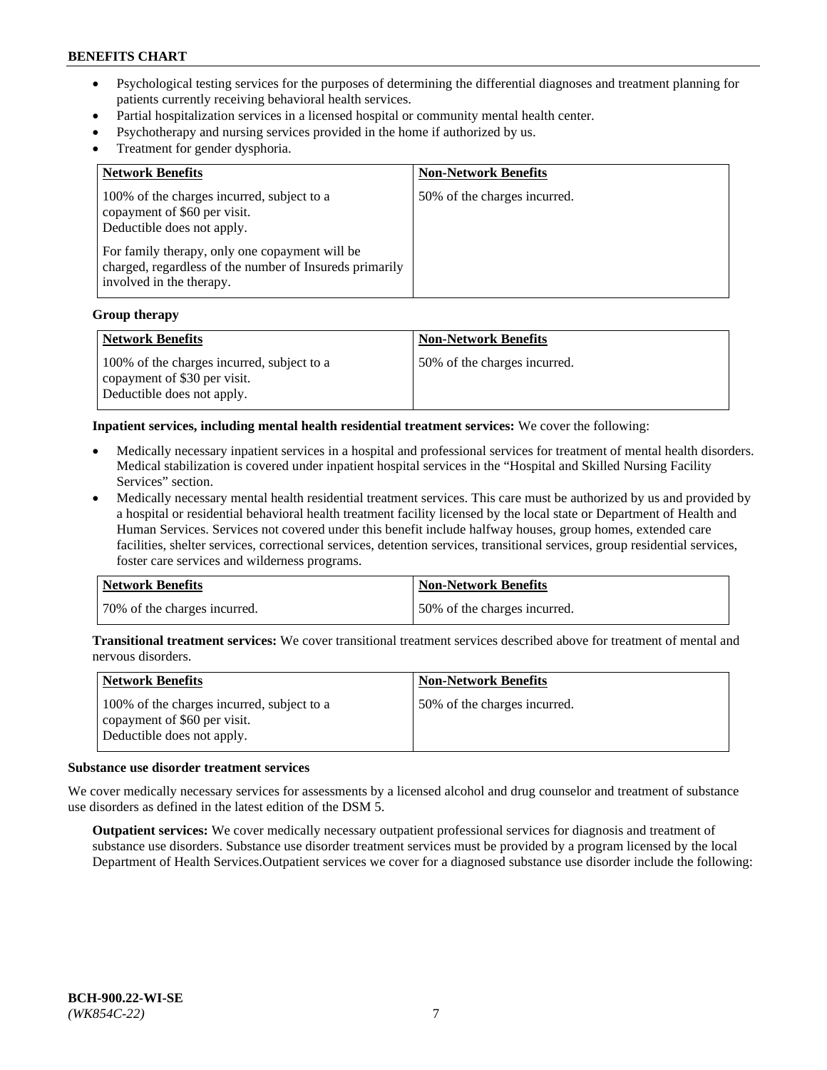- Psychological testing services for the purposes of determining the differential diagnoses and treatment planning for patients currently receiving behavioral health services.
- Partial hospitalization services in a licensed hospital or community mental health center.
- Psychotherapy and nursing services provided in the home if authorized by us.
- Treatment for gender dysphoria.

| Network Benefits | Non-Network Benefits |
| --- | --- |
| 100% of the charges incurred, subject to a copayment of $60 per visit. Deductible does not apply. For family therapy, only one copayment will be charged, regardless of the number of Insureds primarily involved in the therapy. | 50% of the charges incurred. |

**Group therapy**

| Network Benefits | Non-Network Benefits |
| --- | --- |
| 100% of the charges incurred, subject to a copayment of $30 per visit. Deductible does not apply. | 50% of the charges incurred. |

**Inpatient services, including mental health residential treatment services:** We cover the following:

- Medically necessary inpatient services in a hospital and professional services for treatment of mental health disorders. Medical stabilization is covered under inpatient hospital services in the "Hospital and Skilled Nursing Facility Services" section.
- Medically necessary mental health residential treatment services. This care must be authorized by us and provided by a hospital or residential behavioral health treatment facility licensed by the local state or Department of Health and Human Services. Services not covered under this benefit include halfway houses, group homes, extended care facilities, shelter services, correctional services, detention services, transitional services, group residential services, foster care services and wilderness programs.

| Network Benefits | Non-Network Benefits |
| --- | --- |
| 70% of the charges incurred. | 50% of the charges incurred. |

**Transitional treatment services:** We cover transitional treatment services described above for treatment of mental and nervous disorders.

| Network Benefits | Non-Network Benefits |
| --- | --- |
| 100% of the charges incurred, subject to a copayment of $60 per visit. Deductible does not apply. | 50% of the charges incurred. |

**Substance use disorder treatment services**

We cover medically necessary services for assessments by a licensed alcohol and drug counselor and treatment of substance use disorders as defined in the latest edition of the DSM 5.

**Outpatient services:** We cover medically necessary outpatient professional services for diagnosis and treatment of substance use disorders. Substance use disorder treatment services must be provided by a program licensed by the local Department of Health Services.Outpatient services we cover for a diagnosed substance use disorder include the following: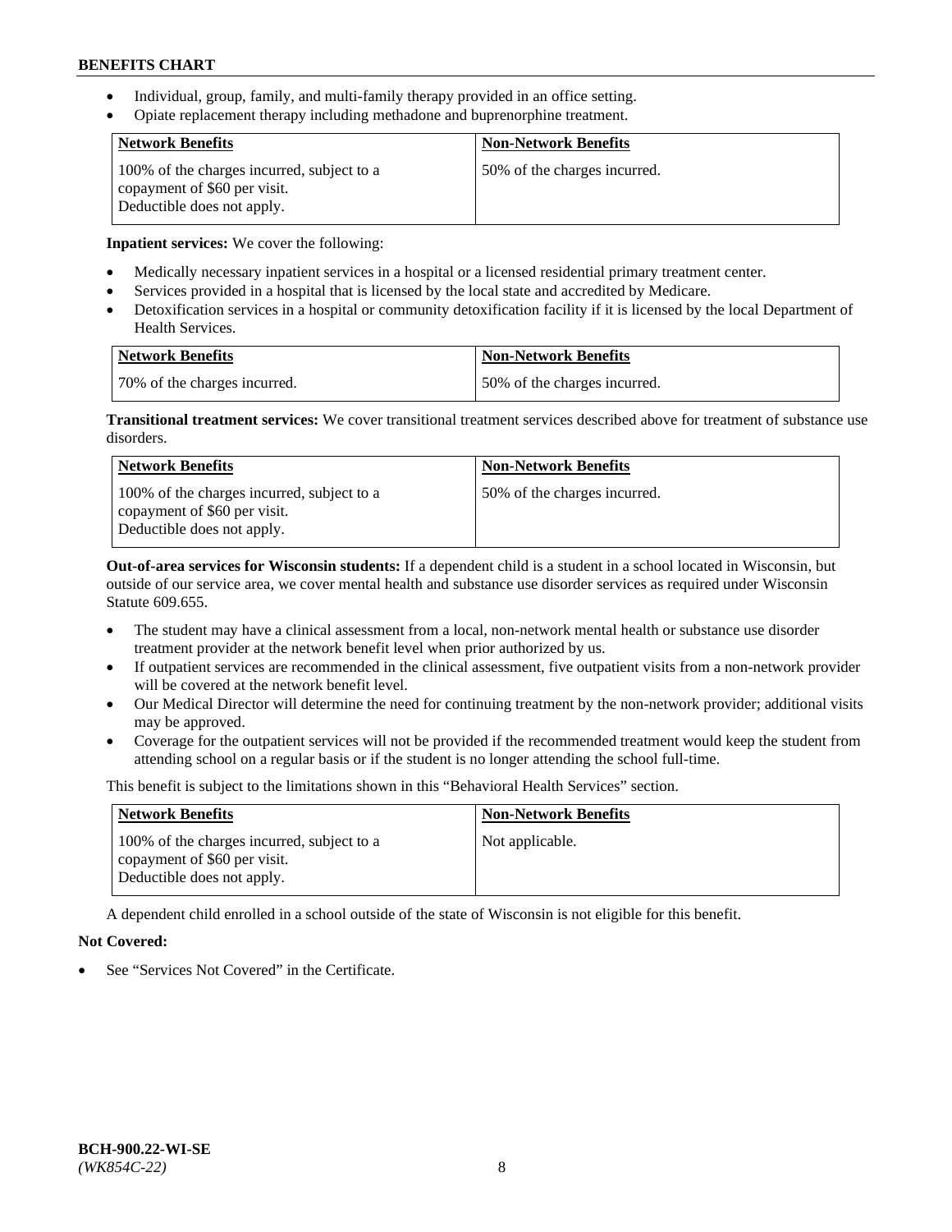- Individual, group, family, and multi-family therapy provided in an office setting.
- Opiate replacement therapy including methadone and buprenorphine treatment.

| Network Benefits | Non-Network Benefits |
| --- | --- |
| 100% of the charges incurred, subject to a copayment of $60 per visit. Deductible does not apply. | 50% of the charges incurred. |

**Inpatient services:** We cover the following:

- Medically necessary inpatient services in a hospital or a licensed residential primary treatment center.
- Services provided in a hospital that is licensed by the local state and accredited by Medicare.
- Detoxification services in a hospital or community detoxification facility if it is licensed by the local Department of Health Services.

| Network Benefits | Non-Network Benefits |
| --- | --- |
| 70% of the charges incurred. | 50% of the charges incurred. |

**Transitional treatment services:** We cover transitional treatment services described above for treatment of substance use disorders.

| Network Benefits | Non-Network Benefits |
| --- | --- |
| 100% of the charges incurred, subject to a copayment of $60 per visit. Deductible does not apply. | 50% of the charges incurred. |

**Out-of-area services for Wisconsin students:** If a dependent child is a student in a school located in Wisconsin, but outside of our service area, we cover mental health and substance use disorder services as required under Wisconsin Statute 609.655.

- The student may have a clinical assessment from a local, non-network mental health or substance use disorder treatment provider at the network benefit level when prior authorized by us.
- If outpatient services are recommended in the clinical assessment, five outpatient visits from a non-network provider will be covered at the network benefit level.
- Our Medical Director will determine the need for continuing treatment by the non-network provider; additional visits may be approved.
- Coverage for the outpatient services will not be provided if the recommended treatment would keep the student from attending school on a regular basis or if the student is no longer attending the school full-time.

This benefit is subject to the limitations shown in this "Behavioral Health Services" section.

| Network Benefits | Non-Network Benefits |
| --- | --- |
| 100% of the charges incurred, subject to a copayment of $60 per visit. Deductible does not apply. | Not applicable. |

A dependent child enrolled in a school outside of the state of Wisconsin is not eligible for this benefit.

**Not Covered:**

- See "Services Not Covered" in the Certificate.

BCH-900.22-WI-SE
*(WK854C-22)*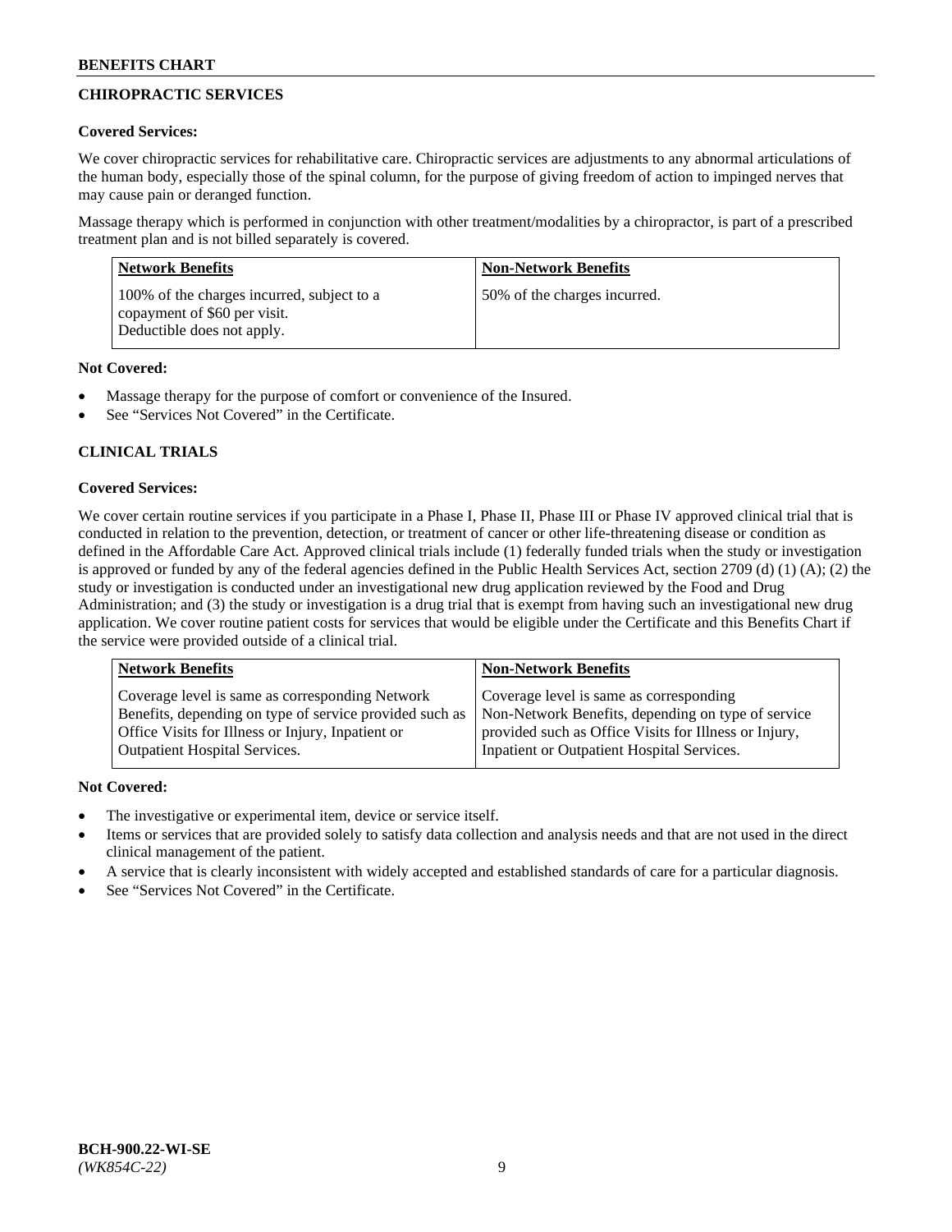## CHIROPRACTIC SERVICES

**Covered Services:**

We cover chiropractic services for rehabilitative care. Chiropractic services are adjustments to any abnormal articulations of the human body, especially those of the spinal column, for the purpose of giving freedom of action to impinged nerves that may cause pain or deranged function.

Massage therapy which is performed in conjunction with other treatment/modalities by a chiropractor, is part of a prescribed treatment plan and is not billed separately is covered.

| Network Benefits | Non-Network Benefits |
|---|---|
| 100% of the charges incurred, subject to a copayment of $60 per visit. Deductible does not apply. | 50% of the charges incurred. |

**Not Covered:**

- Massage therapy for the purpose of comfort or convenience of the Insured.
- See "Services Not Covered" in the Certificate.

## CLINICAL TRIALS

**Covered Services:**

We cover certain routine services if you participate in a Phase I, Phase II, Phase III or Phase IV approved clinical trial that is conducted in relation to the prevention, detection, or treatment of cancer or other life-threatening disease or condition as defined in the Affordable Care Act. Approved clinical trials include (1) federally funded trials when the study or investigation is approved or funded by any of the federal agencies defined in the Public Health Services Act, section 2709 (d) (1) (A); (2) the study or investigation is conducted under an investigational new drug application reviewed by the Food and Drug Administration; and (3) the study or investigation is a drug trial that is exempt from having such an investigational new drug application. We cover routine patient costs for services that would be eligible under the Certificate and this Benefits Chart if the service were provided outside of a clinical trial.

| Network Benefits | Non-Network Benefits |
|---|---|
| Coverage level is same as corresponding Network Benefits, depending on type of service provided such as Office Visits for Illness or Injury, Inpatient or Outpatient Hospital Services. | Coverage level is same as corresponding Non-Network Benefits, depending on type of service provided such as Office Visits for Illness or Injury, Inpatient or Outpatient Hospital Services. |

**Not Covered:**

- The investigative or experimental item, device or service itself.
- Items or services that are provided solely to satisfy data collection and analysis needs and that are not used in the direct clinical management of the patient.
- A service that is clearly inconsistent with widely accepted and established standards of care for a particular diagnosis.
- See "Services Not Covered" in the Certificate.

BCH-900.22-WI-SE
*(WK854C-22)*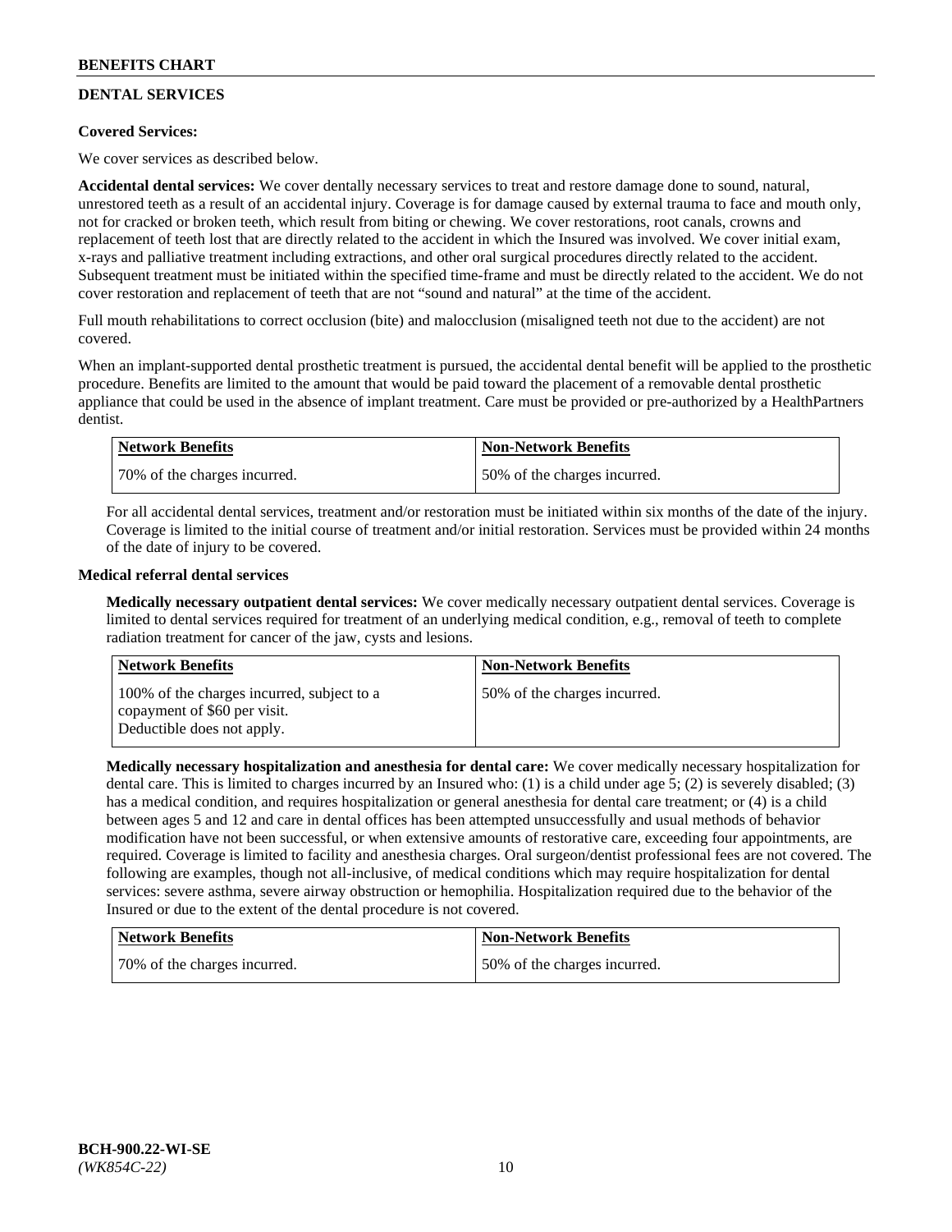## DENTAL SERVICES

**Covered Services:**

We cover services as described below.

**Accidental dental services:** We cover dentally necessary services to treat and restore damage done to sound, natural, unrestored teeth as a result of an accidental injury. Coverage is for damage caused by external trauma to face and mouth only, not for cracked or broken teeth, which result from biting or chewing. We cover restorations, root canals, crowns and replacement of teeth lost that are directly related to the accident in which the Insured was involved. We cover initial exam, x-rays and palliative treatment including extractions, and other oral surgical procedures directly related to the accident. Subsequent treatment must be initiated within the specified time-frame and must be directly related to the accident. We do not cover restoration and replacement of teeth that are not "sound and natural" at the time of the accident.

Full mouth rehabilitations to correct occlusion (bite) and malocclusion (misaligned teeth not due to the accident) are not covered.

When an implant-supported dental prosthetic treatment is pursued, the accidental dental benefit will be applied to the prosthetic procedure. Benefits are limited to the amount that would be paid toward the placement of a removable dental prosthetic appliance that could be used in the absence of implant treatment. Care must be provided or pre-authorized by a HealthPartners dentist.

| Network Benefits | Non-Network Benefits |
|---|---|
| 70% of the charges incurred. | 50% of the charges incurred. |

For all accidental dental services, treatment and/or restoration must be initiated within six months of the date of the injury. Coverage is limited to the initial course of treatment and/or initial restoration. Services must be provided within 24 months of the date of injury to be covered.

**Medical referral dental services**

**Medically necessary outpatient dental services:** We cover medically necessary outpatient dental services. Coverage is limited to dental services required for treatment of an underlying medical condition, e.g., removal of teeth to complete radiation treatment for cancer of the jaw, cysts and lesions.

| Network Benefits | Non-Network Benefits |
|---|---|
| 100% of the charges incurred, subject to a copayment of $60 per visit. Deductible does not apply. | 50% of the charges incurred. |

**Medically necessary hospitalization and anesthesia for dental care:** We cover medically necessary hospitalization for dental care. This is limited to charges incurred by an Insured who: (1) is a child under age 5; (2) is severely disabled; (3) has a medical condition, and requires hospitalization or general anesthesia for dental care treatment; or (4) is a child between ages 5 and 12 and care in dental offices has been attempted unsuccessfully and usual methods of behavior modification have not been successful, or when extensive amounts of restorative care, exceeding four appointments, are required. Coverage is limited to facility and anesthesia charges. Oral surgeon/dentist professional fees are not covered. The following are examples, though not all-inclusive, of medical conditions which may require hospitalization for dental services: severe asthma, severe airway obstruction or hemophilia. Hospitalization required due to the behavior of the Insured or due to the extent of the dental procedure is not covered.

| Network Benefits | Non-Network Benefits |
|---|---|
| 70% of the charges incurred. | 50% of the charges incurred. |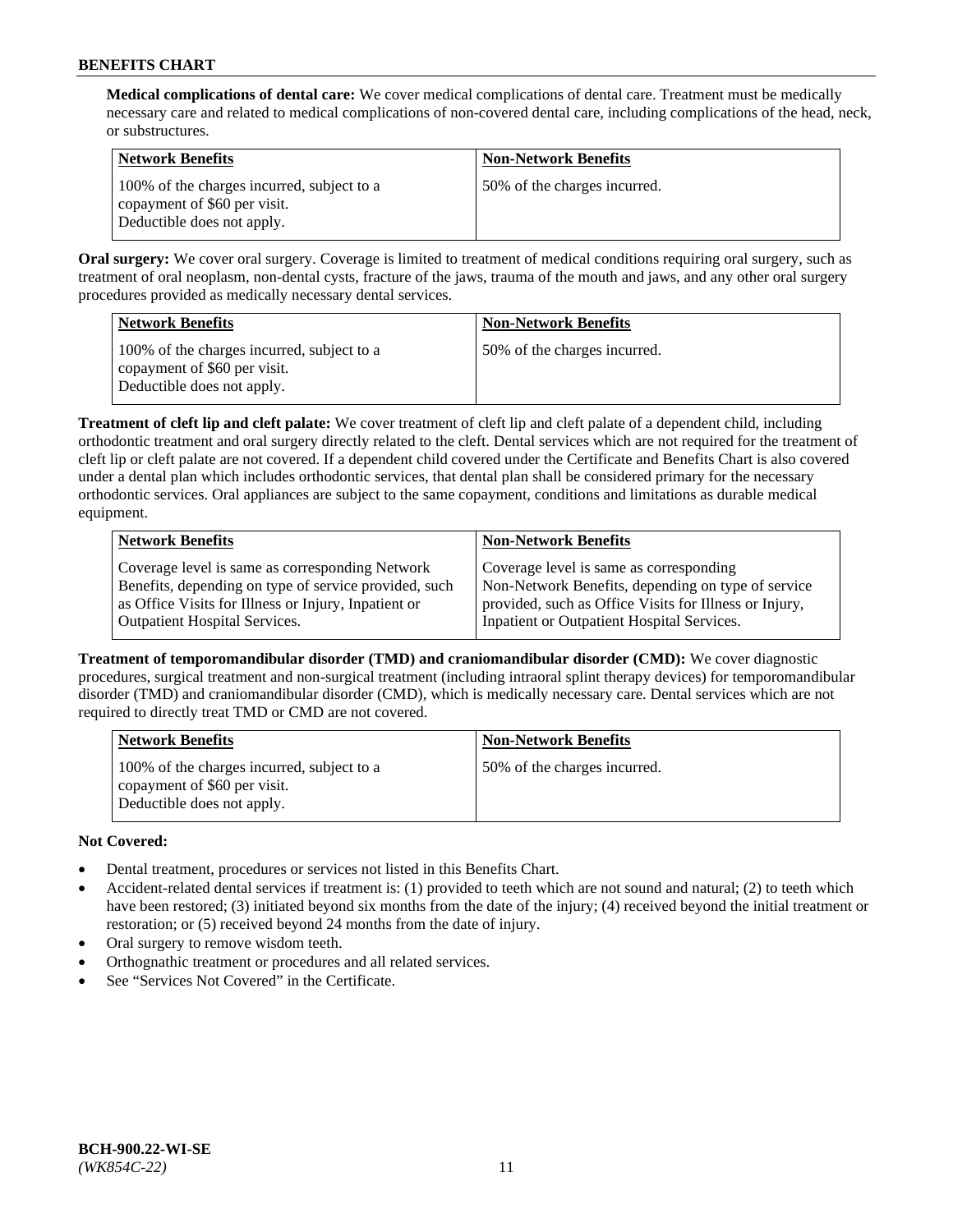**Medical complications of dental care:** We cover medical complications of dental care. Treatment must be medically necessary care and related to medical complications of non-covered dental care, including complications of the head, neck, or substructures.

| Network Benefits | Non-Network Benefits |
| --- | --- |
| 100% of the charges incurred, subject to a copayment of $60 per visit. Deductible does not apply. | 50% of the charges incurred. |

**Oral surgery:** We cover oral surgery. Coverage is limited to treatment of medical conditions requiring oral surgery, such as treatment of oral neoplasm, non-dental cysts, fracture of the jaws, trauma of the mouth and jaws, and any other oral surgery procedures provided as medically necessary dental services.

| Network Benefits | Non-Network Benefits |
| --- | --- |
| 100% of the charges incurred, subject to a copayment of $60 per visit. Deductible does not apply. | 50% of the charges incurred. |

**Treatment of cleft lip and cleft palate:** We cover treatment of cleft lip and cleft palate of a dependent child, including orthodontic treatment and oral surgery directly related to the cleft. Dental services which are not required for the treatment of cleft lip or cleft palate are not covered. If a dependent child covered under the Certificate and Benefits Chart is also covered under a dental plan which includes orthodontic services, that dental plan shall be considered primary for the necessary orthodontic services. Oral appliances are subject to the same copayment, conditions and limitations as durable medical equipment.

| Network Benefits | Non-Network Benefits |
| --- | --- |
| Coverage level is same as corresponding Network Benefits, depending on type of service provided, such as Office Visits for Illness or Injury, Inpatient or Outpatient Hospital Services. | Coverage level is same as corresponding Non-Network Benefits, depending on type of service provided, such as Office Visits for Illness or Injury, Inpatient or Outpatient Hospital Services. |

**Treatment of temporomandibular disorder (TMD) and craniomandibular disorder (CMD):** We cover diagnostic procedures, surgical treatment and non-surgical treatment (including intraoral splint therapy devices) for temporomandibular disorder (TMD) and craniomandibular disorder (CMD), which is medically necessary care. Dental services which are not required to directly treat TMD or CMD are not covered.

| Network Benefits | Non-Network Benefits |
| --- | --- |
| 100% of the charges incurred, subject to a copayment of $60 per visit. Deductible does not apply. | 50% of the charges incurred. |

**Not Covered:**

- Dental treatment, procedures or services not listed in this Benefits Chart.
- Accident-related dental services if treatment is: (1) provided to teeth which are not sound and natural; (2) to teeth which have been restored; (3) initiated beyond six months from the date of the injury; (4) received beyond the initial treatment or restoration; or (5) received beyond 24 months from the date of injury.
- Oral surgery to remove wisdom teeth.
- Orthognathic treatment or procedures and all related services.
- See "Services Not Covered" in the Certificate.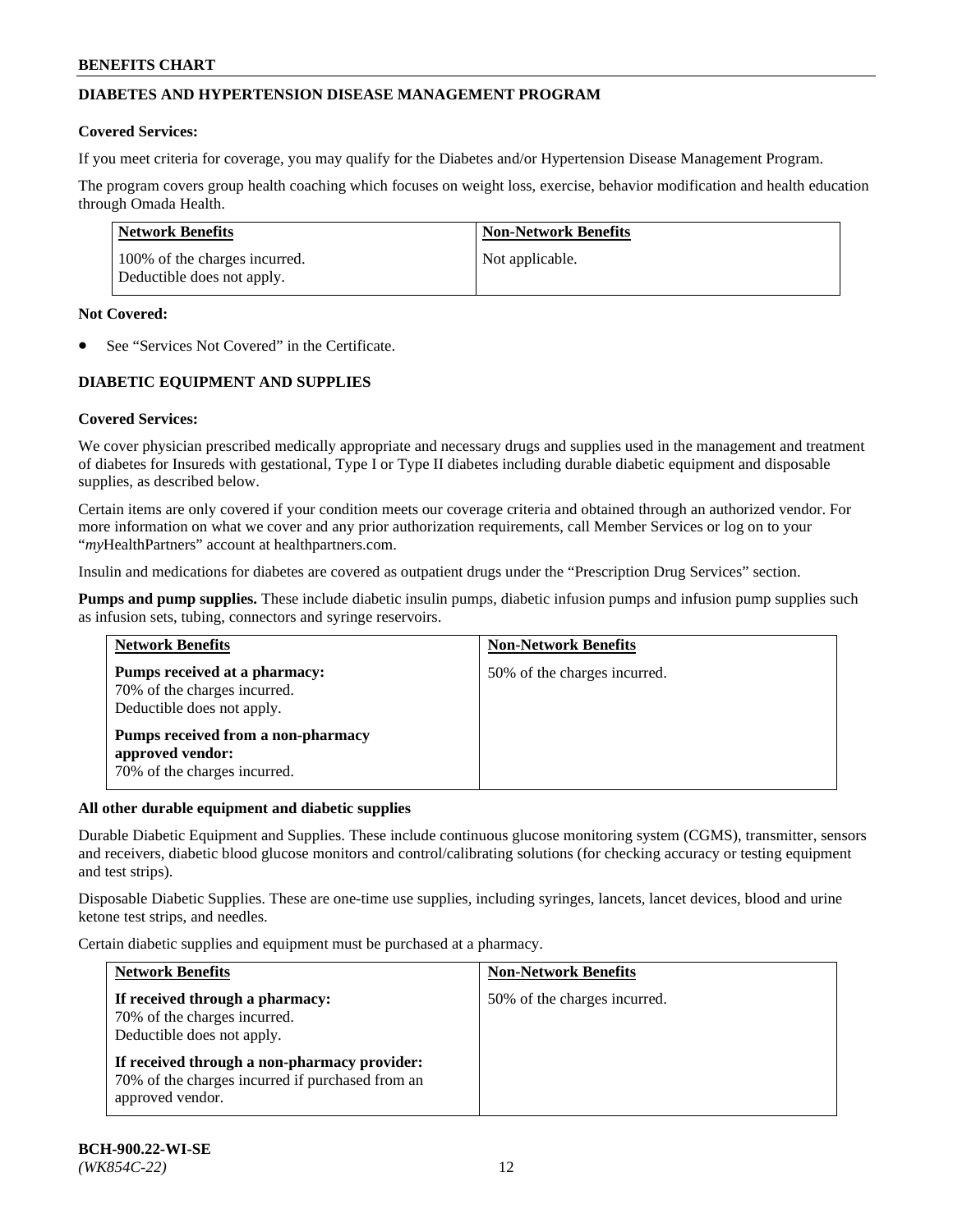## DIABETES AND HYPERTENSION DISEASE MANAGEMENT PROGRAM

**Covered Services:**

If you meet criteria for coverage, you may qualify for the Diabetes and/or Hypertension Disease Management Program.

The program covers group health coaching which focuses on weight loss, exercise, behavior modification and health education through Omada Health.

| Network Benefits | Non-Network Benefits |
|---|---|
| 100% of the charges incurred.<br>Deductible does not apply. | Not applicable. |

**Not Covered:**

- See "Services Not Covered" in the Certificate.

## DIABETIC EQUIPMENT AND SUPPLIES

**Covered Services:**

We cover physician prescribed medically appropriate and necessary drugs and supplies used in the management and treatment of diabetes for Insureds with gestational, Type I or Type II diabetes including durable diabetic equipment and disposable supplies, as described below.

Certain items are only covered if your condition meets our coverage criteria and obtained through an authorized vendor. For more information on what we cover and any prior authorization requirements, call Member Services or log on to your "*my*HealthPartners" account at healthpartners.com.

Insulin and medications for diabetes are covered as outpatient drugs under the "Prescription Drug Services" section.

**Pumps and pump supplies.** These include diabetic insulin pumps, diabetic infusion pumps and infusion pump supplies such as infusion sets, tubing, connectors and syringe reservoirs.

| Network Benefits | Non-Network Benefits |
|---|---|
| **Pumps received at a pharmacy:**<br>70% of the charges incurred.<br>Deductible does not apply.<br><br>**Pumps received from a non-pharmacy approved vendor:**<br>70% of the charges incurred. | 50% of the charges incurred. |

**All other durable equipment and diabetic supplies**

Durable Diabetic Equipment and Supplies. These include continuous glucose monitoring system (CGMS), transmitter, sensors and receivers, diabetic blood glucose monitors and control/calibrating solutions (for checking accuracy or testing equipment and test strips).

Disposable Diabetic Supplies. These are one-time use supplies, including syringes, lancets, lancet devices, blood and urine ketone test strips, and needles.

Certain diabetic supplies and equipment must be purchased at a pharmacy.

| Network Benefits | Non-Network Benefits |
|---|---|
| **If received through a pharmacy:**<br>70% of the charges incurred.<br>Deductible does not apply.<br><br>**If received through a non-pharmacy provider:**<br>70% of the charges incurred if purchased from an approved vendor. | 50% of the charges incurred. |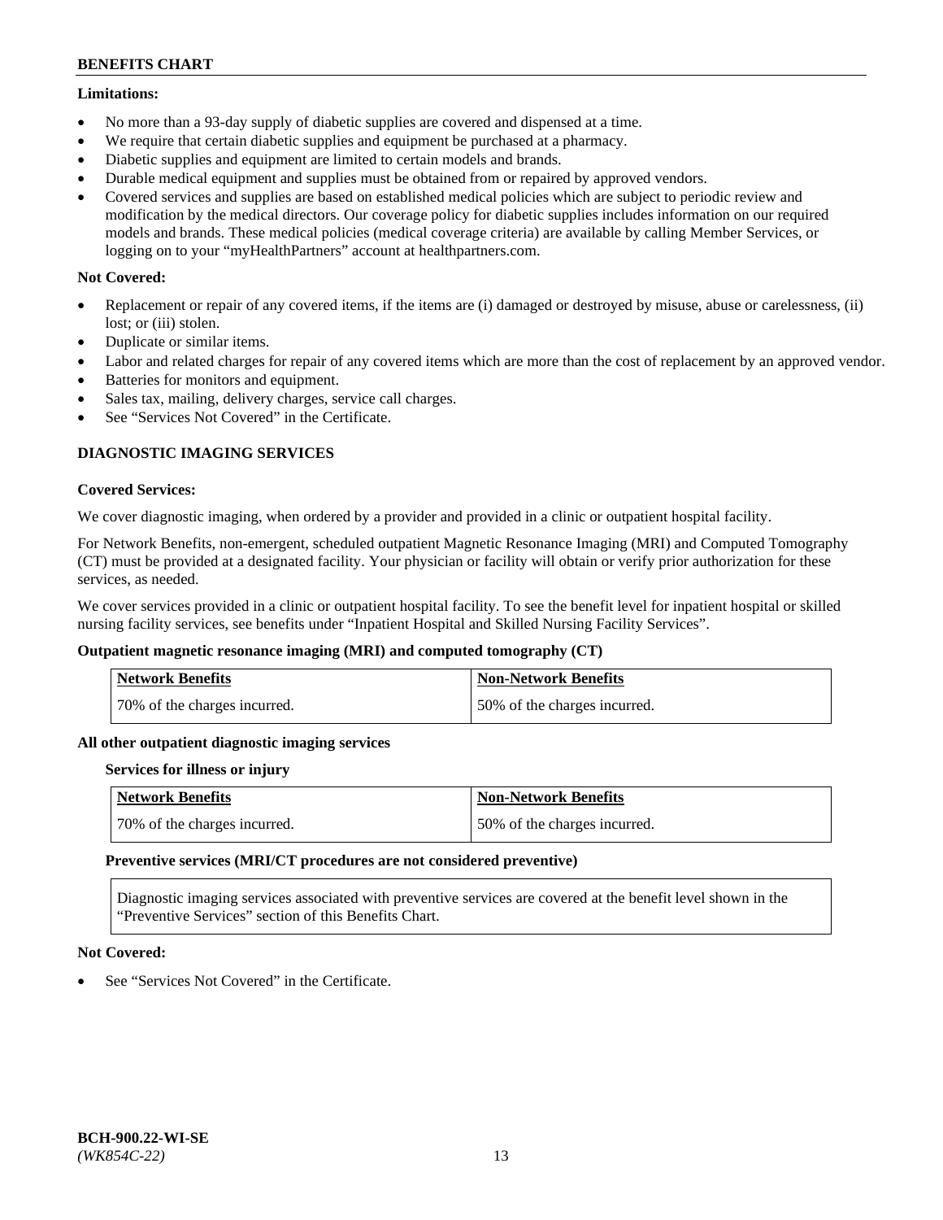**Limitations:**

- No more than a 93-day supply of diabetic supplies are covered and dispensed at a time.
- We require that certain diabetic supplies and equipment be purchased at a pharmacy.
- Diabetic supplies and equipment are limited to certain models and brands.
- Durable medical equipment and supplies must be obtained from or repaired by approved vendors.
- Covered services and supplies are based on established medical policies which are subject to periodic review and modification by the medical directors. Our coverage policy for diabetic supplies includes information on our required models and brands. These medical policies (medical coverage criteria) are available by calling Member Services, or logging on to your "myHealthPartners" account at healthpartners.com.

**Not Covered:**

- Replacement or repair of any covered items, if the items are (i) damaged or destroyed by misuse, abuse or carelessness, (ii) lost; or (iii) stolen.
- Duplicate or similar items.
- Labor and related charges for repair of any covered items which are more than the cost of replacement by an approved vendor.
- Batteries for monitors and equipment.
- Sales tax, mailing, delivery charges, service call charges.
- See "Services Not Covered" in the Certificate.

## DIAGNOSTIC IMAGING SERVICES

**Covered Services:**

We cover diagnostic imaging, when ordered by a provider and provided in a clinic or outpatient hospital facility.

For Network Benefits, non-emergent, scheduled outpatient Magnetic Resonance Imaging (MRI) and Computed Tomography (CT) must be provided at a designated facility. Your physician or facility will obtain or verify prior authorization for these services, as needed.

We cover services provided in a clinic or outpatient hospital facility. To see the benefit level for inpatient hospital or skilled nursing facility services, see benefits under "Inpatient Hospital and Skilled Nursing Facility Services".

**Outpatient magnetic resonance imaging (MRI) and computed tomography (CT)**

| Network Benefits | Non-Network Benefits |
|---|---|
| 70% of the charges incurred. | 50% of the charges incurred. |

**All other outpatient diagnostic imaging services**

**Services for illness or injury**

| Network Benefits | Non-Network Benefits |
|---|---|
| 70% of the charges incurred. | 50% of the charges incurred. |

**Preventive services (MRI/CT procedures are not considered preventive)**

Diagnostic imaging services associated with preventive services are covered at the benefit level shown in the "Preventive Services" section of this Benefits Chart.

**Not Covered:**

- See "Services Not Covered" in the Certificate.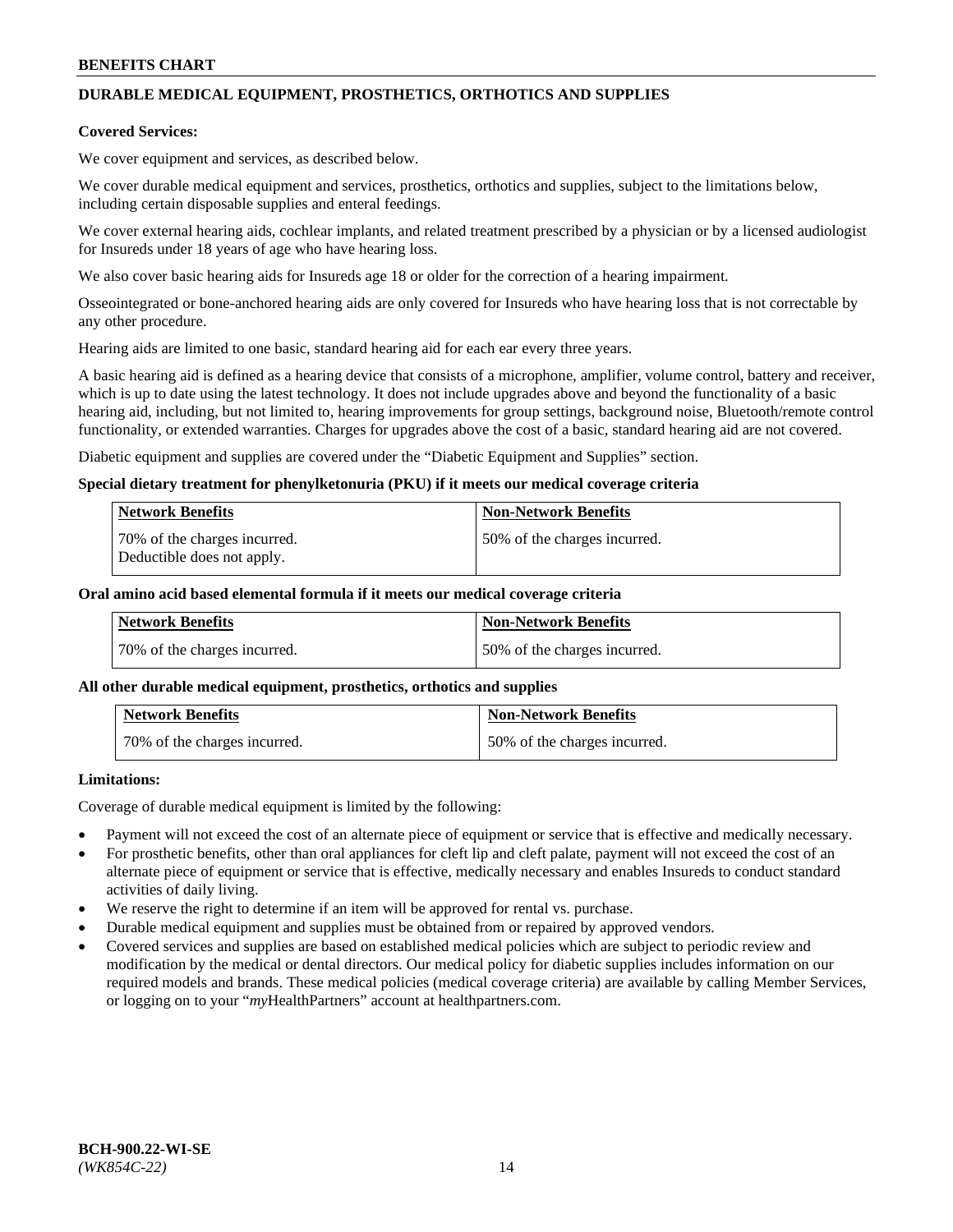## DURABLE MEDICAL EQUIPMENT, PROSTHETICS, ORTHOTICS AND SUPPLIES

**Covered Services:**

We cover equipment and services, as described below.

We cover durable medical equipment and services, prosthetics, orthotics and supplies, subject to the limitations below, including certain disposable supplies and enteral feedings.

We cover external hearing aids, cochlear implants, and related treatment prescribed by a physician or by a licensed audiologist for Insureds under 18 years of age who have hearing loss.

We also cover basic hearing aids for Insureds age 18 or older for the correction of a hearing impairment.

Osseointegrated or bone-anchored hearing aids are only covered for Insureds who have hearing loss that is not correctable by any other procedure.

Hearing aids are limited to one basic, standard hearing aid for each ear every three years.

A basic hearing aid is defined as a hearing device that consists of a microphone, amplifier, volume control, battery and receiver, which is up to date using the latest technology. It does not include upgrades above and beyond the functionality of a basic hearing aid, including, but not limited to, hearing improvements for group settings, background noise, Bluetooth/remote control functionality, or extended warranties. Charges for upgrades above the cost of a basic, standard hearing aid are not covered.

Diabetic equipment and supplies are covered under the "Diabetic Equipment and Supplies" section.

**Special dietary treatment for phenylketonuria (PKU) if it meets our medical coverage criteria**

| Network Benefits | Non-Network Benefits |
|---|---|
| 70% of the charges incurred. Deductible does not apply. | 50% of the charges incurred. |

**Oral amino acid based elemental formula if it meets our medical coverage criteria**

| Network Benefits | Non-Network Benefits |
|---|---|
| 70% of the charges incurred. | 50% of the charges incurred. |

**All other durable medical equipment, prosthetics, orthotics and supplies**

| Network Benefits | Non-Network Benefits |
|---|---|
| 70% of the charges incurred. | 50% of the charges incurred. |

**Limitations:**

Coverage of durable medical equipment is limited by the following:

- Payment will not exceed the cost of an alternate piece of equipment or service that is effective and medically necessary.
- For prosthetic benefits, other than oral appliances for cleft lip and cleft palate, payment will not exceed the cost of an alternate piece of equipment or service that is effective, medically necessary and enables Insureds to conduct standard activities of daily living.
- We reserve the right to determine if an item will be approved for rental vs. purchase.
- Durable medical equipment and supplies must be obtained from or repaired by approved vendors.
- Covered services and supplies are based on established medical policies which are subject to periodic review and modification by the medical or dental directors. Our medical policy for diabetic supplies includes information on our required models and brands. These medical policies (medical coverage criteria) are available by calling Member Services, or logging on to your "*my*HealthPartners" account at healthpartners.com.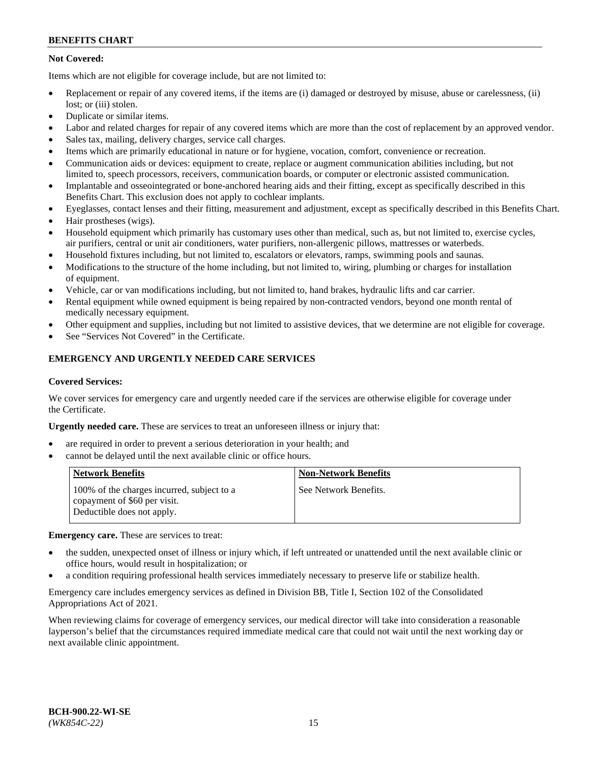**Not Covered:**

Items which are not eligible for coverage include, but are not limited to:

- Replacement or repair of any covered items, if the items are (i) damaged or destroyed by misuse, abuse or carelessness, (ii) lost; or (iii) stolen.
- Duplicate or similar items.
- Labor and related charges for repair of any covered items which are more than the cost of replacement by an approved vendor.
- Sales tax, mailing, delivery charges, service call charges.
- Items which are primarily educational in nature or for hygiene, vocation, comfort, convenience or recreation.
- Communication aids or devices: equipment to create, replace or augment communication abilities including, but not limited to, speech processors, receivers, communication boards, or computer or electronic assisted communication.
- Implantable and osseointegrated or bone-anchored hearing aids and their fitting, except as specifically described in this Benefits Chart. This exclusion does not apply to cochlear implants.
- Eyeglasses, contact lenses and their fitting, measurement and adjustment, except as specifically described in this Benefits Chart.
- Hair prostheses (wigs).
- Household equipment which primarily has customary uses other than medical, such as, but not limited to, exercise cycles, air purifiers, central or unit air conditioners, water purifiers, non-allergenic pillows, mattresses or waterbeds.
- Household fixtures including, but not limited to, escalators or elevators, ramps, swimming pools and saunas.
- Modifications to the structure of the home including, but not limited to, wiring, plumbing or charges for installation of equipment.
- Vehicle, car or van modifications including, but not limited to, hand brakes, hydraulic lifts and car carrier.
- Rental equipment while owned equipment is being repaired by non-contracted vendors, beyond one month rental of medically necessary equipment.
- Other equipment and supplies, including but not limited to assistive devices, that we determine are not eligible for coverage.
- See "Services Not Covered" in the Certificate.

## EMERGENCY AND URGENTLY NEEDED CARE SERVICES

**Covered Services:**

We cover services for emergency care and urgently needed care if the services are otherwise eligible for coverage under the Certificate.

**Urgently needed care.** These are services to treat an unforeseen illness or injury that:

- are required in order to prevent a serious deterioration in your health; and
- cannot be delayed until the next available clinic or office hours.

| Network Benefits | Non-Network Benefits |
|---|---|
| 100% of the charges incurred, subject to a copayment of $60 per visit. Deductible does not apply. | See Network Benefits. |

**Emergency care.** These are services to treat:

- the sudden, unexpected onset of illness or injury which, if left untreated or unattended until the next available clinic or office hours, would result in hospitalization; or
- a condition requiring professional health services immediately necessary to preserve life or stabilize health.

Emergency care includes emergency services as defined in Division BB, Title I, Section 102 of the Consolidated Appropriations Act of 2021.

When reviewing claims for coverage of emergency services, our medical director will take into consideration a reasonable layperson's belief that the circumstances required immediate medical care that could not wait until the next working day or next available clinic appointment.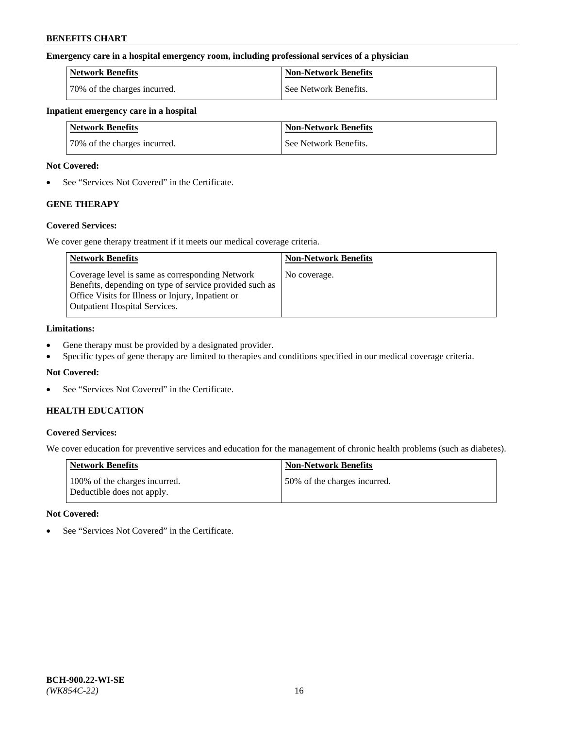**Emergency care in a hospital emergency room, including professional services of a physician**

| Network Benefits | Non-Network Benefits |
| --- | --- |
| 70% of the charges incurred. | See Network Benefits. |

**Inpatient emergency care in a hospital**

| Network Benefits | Non-Network Benefits |
| --- | --- |
| 70% of the charges incurred. | See Network Benefits. |

**Not Covered:**

- See "Services Not Covered" in the Certificate.

## GENE THERAPY

**Covered Services:**

We cover gene therapy treatment if it meets our medical coverage criteria.

| Network Benefits | Non-Network Benefits |
| --- | --- |
| Coverage level is same as corresponding Network Benefits, depending on type of service provided such as Office Visits for Illness or Injury, Inpatient or Outpatient Hospital Services. | No coverage. |

**Limitations:**

- Gene therapy must be provided by a designated provider.
- Specific types of gene therapy are limited to therapies and conditions specified in our medical coverage criteria.

**Not Covered:**

- See "Services Not Covered" in the Certificate.

## HEALTH EDUCATION

**Covered Services:**

We cover education for preventive services and education for the management of chronic health problems (such as diabetes).

| Network Benefits | Non-Network Benefits |
| --- | --- |
| 100% of the charges incurred. Deductible does not apply. | 50% of the charges incurred. |

**Not Covered:**

- See "Services Not Covered" in the Certificate.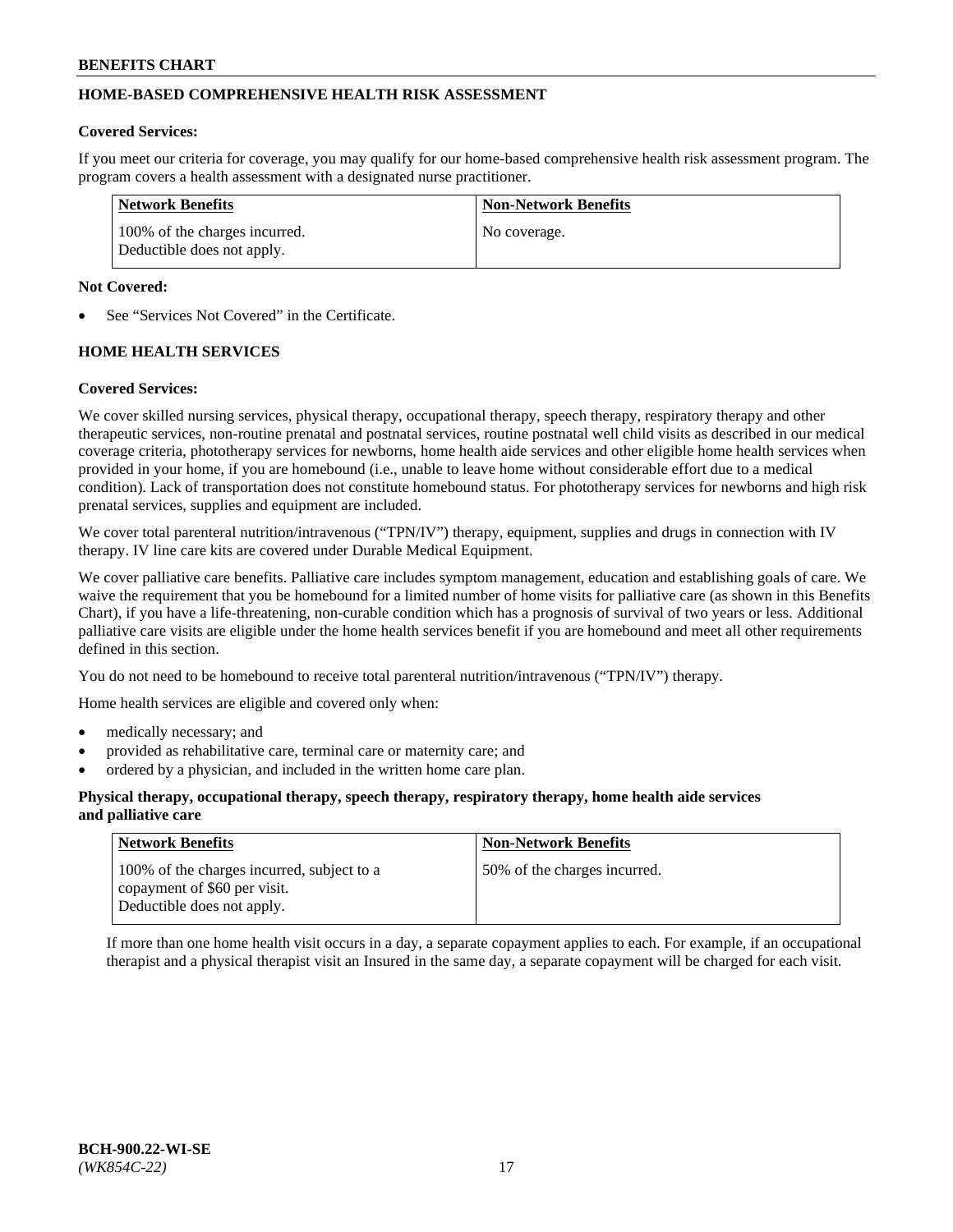## HOME-BASED COMPREHENSIVE HEALTH RISK ASSESSMENT

**Covered Services:**

If you meet our criteria for coverage, you may qualify for our home-based comprehensive health risk assessment program. The program covers a health assessment with a designated nurse practitioner.

| Network Benefits | Non-Network Benefits |
|---|---|
| 100% of the charges incurred. Deductible does not apply. | No coverage. |

**Not Covered:**

- See "Services Not Covered" in the Certificate.

## HOME HEALTH SERVICES

**Covered Services:**

We cover skilled nursing services, physical therapy, occupational therapy, speech therapy, respiratory therapy and other therapeutic services, non-routine prenatal and postnatal services, routine postnatal well child visits as described in our medical coverage criteria, phototherapy services for newborns, home health aide services and other eligible home health services when provided in your home, if you are homebound (i.e., unable to leave home without considerable effort due to a medical condition). Lack of transportation does not constitute homebound status. For phototherapy services for newborns and high risk prenatal services, supplies and equipment are included.

We cover total parenteral nutrition/intravenous ("TPN/IV") therapy, equipment, supplies and drugs in connection with IV therapy. IV line care kits are covered under Durable Medical Equipment.

We cover palliative care benefits. Palliative care includes symptom management, education and establishing goals of care. We waive the requirement that you be homebound for a limited number of home visits for palliative care (as shown in this Benefits Chart), if you have a life-threatening, non-curable condition which has a prognosis of survival of two years or less. Additional palliative care visits are eligible under the home health services benefit if you are homebound and meet all other requirements defined in this section.

You do not need to be homebound to receive total parenteral nutrition/intravenous ("TPN/IV") therapy.

Home health services are eligible and covered only when:

- medically necessary; and
- provided as rehabilitative care, terminal care or maternity care; and
- ordered by a physician, and included in the written home care plan.

**Physical therapy, occupational therapy, speech therapy, respiratory therapy, home health aide services and palliative care**

| Network Benefits | Non-Network Benefits |
|---|---|
| 100% of the charges incurred, subject to a copayment of $60 per visit. Deductible does not apply. | 50% of the charges incurred. |

If more than one home health visit occurs in a day, a separate copayment applies to each. For example, if an occupational therapist and a physical therapist visit an Insured in the same day, a separate copayment will be charged for each visit.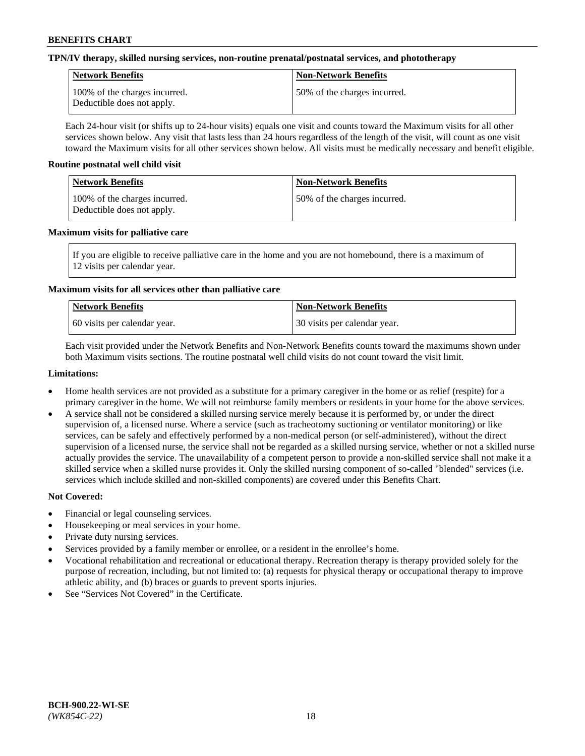**TPN/IV therapy, skilled nursing services, non-routine prenatal/postnatal services, and phototherapy**

| Network Benefits | Non-Network Benefits |
|---|---|
| 100% of the charges incurred. Deductible does not apply. | 50% of the charges incurred. |

Each 24-hour visit (or shifts up to 24-hour visits) equals one visit and counts toward the Maximum visits for all other services shown below. Any visit that lasts less than 24 hours regardless of the length of the visit, will count as one visit toward the Maximum visits for all other services shown below. All visits must be medically necessary and benefit eligible.

**Routine postnatal well child visit**

| Network Benefits | Non-Network Benefits |
|---|---|
| 100% of the charges incurred. Deductible does not apply. | 50% of the charges incurred. |

**Maximum visits for palliative care**

If you are eligible to receive palliative care in the home and you are not homebound, there is a maximum of 12 visits per calendar year.

**Maximum visits for all services other than palliative care**

| Network Benefits | Non-Network Benefits |
|---|---|
| 60 visits per calendar year. | 30 visits per calendar year. |

Each visit provided under the Network Benefits and Non-Network Benefits counts toward the maximums shown under both Maximum visits sections. The routine postnatal well child visits do not count toward the visit limit.

**Limitations:**

- Home health services are not provided as a substitute for a primary caregiver in the home or as relief (respite) for a primary caregiver in the home. We will not reimburse family members or residents in your home for the above services.
- A service shall not be considered a skilled nursing service merely because it is performed by, or under the direct supervision of, a licensed nurse. Where a service (such as tracheotomy suctioning or ventilator monitoring) or like services, can be safely and effectively performed by a non-medical person (or self-administered), without the direct supervision of a licensed nurse, the service shall not be regarded as a skilled nursing service, whether or not a skilled nurse actually provides the service. The unavailability of a competent person to provide a non-skilled service shall not make it a skilled service when a skilled nurse provides it. Only the skilled nursing component of so-called "blended" services (i.e. services which include skilled and non-skilled components) are covered under this Benefits Chart.

**Not Covered:**

- Financial or legal counseling services.
- Housekeeping or meal services in your home.
- Private duty nursing services.
- Services provided by a family member or enrollee, or a resident in the enrollee's home.
- Vocational rehabilitation and recreational or educational therapy. Recreation therapy is therapy provided solely for the purpose of recreation, including, but not limited to: (a) requests for physical therapy or occupational therapy to improve athletic ability, and (b) braces or guards to prevent sports injuries.
- See "Services Not Covered" in the Certificate.

**BCH-900.22-WI-SE**
*(WK854C-22)*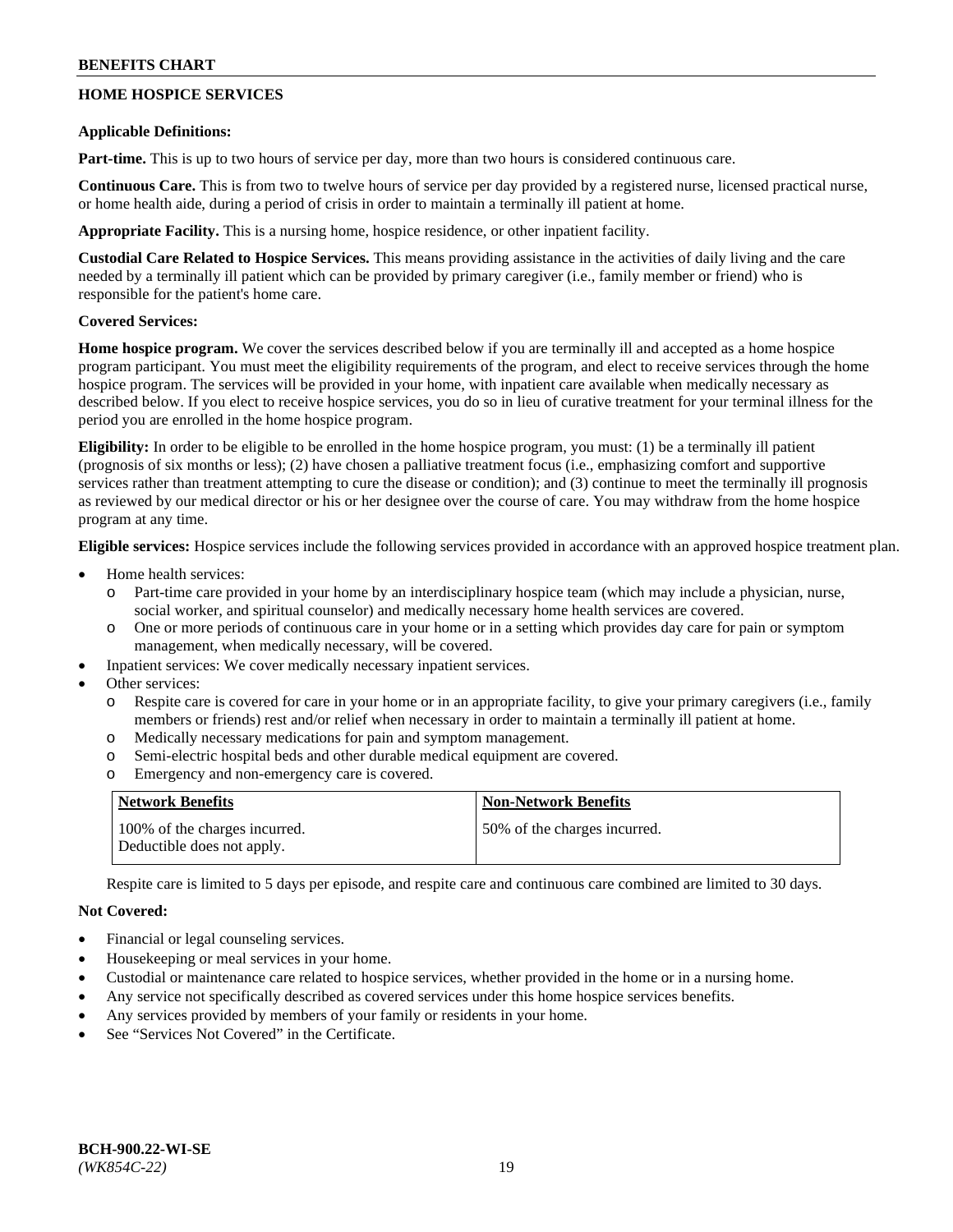## HOME HOSPICE SERVICES

**Applicable Definitions:**

**Part-time.** This is up to two hours of service per day, more than two hours is considered continuous care.

**Continuous Care.** This is from two to twelve hours of service per day provided by a registered nurse, licensed practical nurse, or home health aide, during a period of crisis in order to maintain a terminally ill patient at home.

**Appropriate Facility.** This is a nursing home, hospice residence, or other inpatient facility.

**Custodial Care Related to Hospice Services.** This means providing assistance in the activities of daily living and the care needed by a terminally ill patient which can be provided by primary caregiver (i.e., family member or friend) who is responsible for the patient's home care.

**Covered Services:**

**Home hospice program.** We cover the services described below if you are terminally ill and accepted as a home hospice program participant. You must meet the eligibility requirements of the program, and elect to receive services through the home hospice program. The services will be provided in your home, with inpatient care available when medically necessary as described below. If you elect to receive hospice services, you do so in lieu of curative treatment for your terminal illness for the period you are enrolled in the home hospice program.

**Eligibility:** In order to be eligible to be enrolled in the home hospice program, you must: (1) be a terminally ill patient (prognosis of six months or less); (2) have chosen a palliative treatment focus (i.e., emphasizing comfort and supportive services rather than treatment attempting to cure the disease or condition); and (3) continue to meet the terminally ill prognosis as reviewed by our medical director or his or her designee over the course of care. You may withdraw from the home hospice program at any time.

**Eligible services:** Hospice services include the following services provided in accordance with an approved hospice treatment plan.

- Home health services:
  - Part-time care provided in your home by an interdisciplinary hospice team (which may include a physician, nurse, social worker, and spiritual counselor) and medically necessary home health services are covered.
  - One or more periods of continuous care in your home or in a setting which provides day care for pain or symptom management, when medically necessary, will be covered.
- Inpatient services: We cover medically necessary inpatient services.
- Other services:
  - Respite care is covered for care in your home or in an appropriate facility, to give your primary caregivers (i.e., family members or friends) rest and/or relief when necessary in order to maintain a terminally ill patient at home.
  - Medically necessary medications for pain and symptom management.
  - Semi-electric hospital beds and other durable medical equipment are covered.
  - Emergency and non-emergency care is covered.

| Network Benefits | Non-Network Benefits |
|---|---|
| 100% of the charges incurred. Deductible does not apply. | 50% of the charges incurred. |

Respite care is limited to 5 days per episode, and respite care and continuous care combined are limited to 30 days.

**Not Covered:**

- Financial or legal counseling services.
- Housekeeping or meal services in your home.
- Custodial or maintenance care related to hospice services, whether provided in the home or in a nursing home.
- Any service not specifically described as covered services under this home hospice services benefits.
- Any services provided by members of your family or residents in your home.
- See "Services Not Covered" in the Certificate.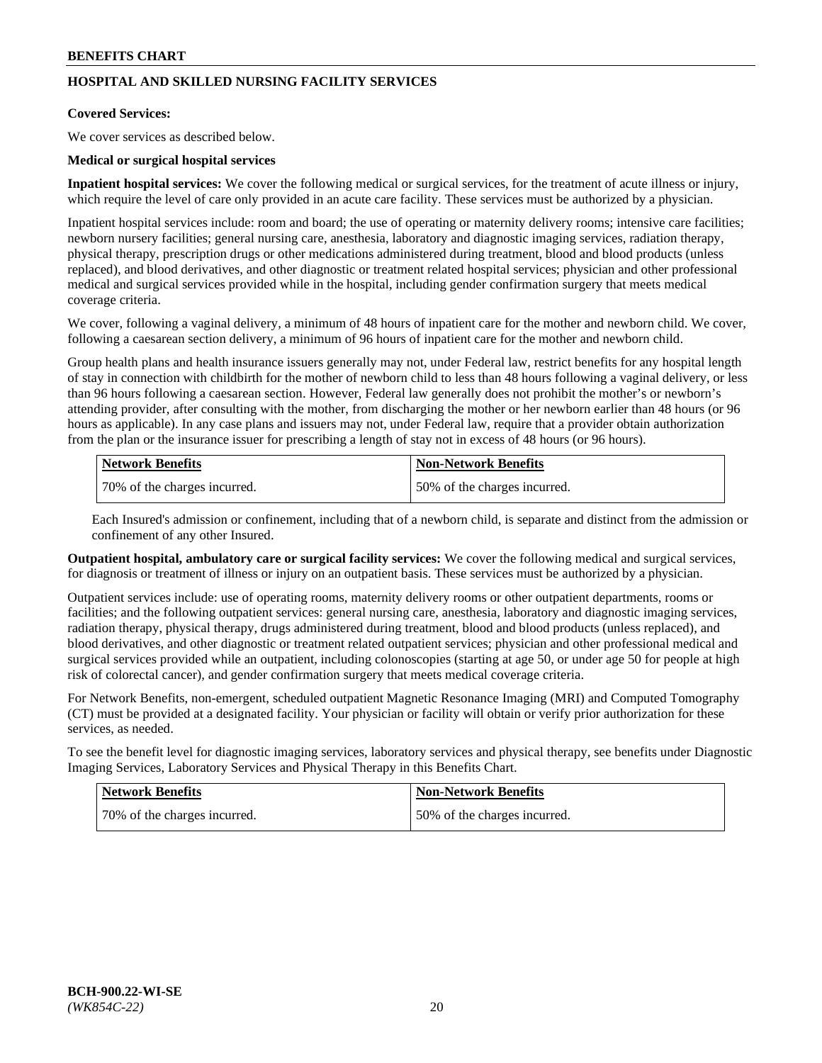## HOSPITAL AND SKILLED NURSING FACILITY SERVICES

**Covered Services:**

We cover services as described below.

**Medical or surgical hospital services**

**Inpatient hospital services:** We cover the following medical or surgical services, for the treatment of acute illness or injury, which require the level of care only provided in an acute care facility. These services must be authorized by a physician.

Inpatient hospital services include: room and board; the use of operating or maternity delivery rooms; intensive care facilities; newborn nursery facilities; general nursing care, anesthesia, laboratory and diagnostic imaging services, radiation therapy, physical therapy, prescription drugs or other medications administered during treatment, blood and blood products (unless replaced), and blood derivatives, and other diagnostic or treatment related hospital services; physician and other professional medical and surgical services provided while in the hospital, including gender confirmation surgery that meets medical coverage criteria.

We cover, following a vaginal delivery, a minimum of 48 hours of inpatient care for the mother and newborn child. We cover, following a caesarean section delivery, a minimum of 96 hours of inpatient care for the mother and newborn child.

Group health plans and health insurance issuers generally may not, under Federal law, restrict benefits for any hospital length of stay in connection with childbirth for the mother of newborn child to less than 48 hours following a vaginal delivery, or less than 96 hours following a caesarean section. However, Federal law generally does not prohibit the mother's or newborn's attending provider, after consulting with the mother, from discharging the mother or her newborn earlier than 48 hours (or 96 hours as applicable). In any case plans and issuers may not, under Federal law, require that a provider obtain authorization from the plan or the insurance issuer for prescribing a length of stay not in excess of 48 hours (or 96 hours).

| Network Benefits | Non-Network Benefits |
|---|---|
| 70% of the charges incurred. | 50% of the charges incurred. |

Each Insured's admission or confinement, including that of a newborn child, is separate and distinct from the admission or confinement of any other Insured.

**Outpatient hospital, ambulatory care or surgical facility services:** We cover the following medical and surgical services, for diagnosis or treatment of illness or injury on an outpatient basis. These services must be authorized by a physician.

Outpatient services include: use of operating rooms, maternity delivery rooms or other outpatient departments, rooms or facilities; and the following outpatient services: general nursing care, anesthesia, laboratory and diagnostic imaging services, radiation therapy, physical therapy, drugs administered during treatment, blood and blood products (unless replaced), and blood derivatives, and other diagnostic or treatment related outpatient services; physician and other professional medical and surgical services provided while an outpatient, including colonoscopies (starting at age 50, or under age 50 for people at high risk of colorectal cancer), and gender confirmation surgery that meets medical coverage criteria.

For Network Benefits, non-emergent, scheduled outpatient Magnetic Resonance Imaging (MRI) and Computed Tomography (CT) must be provided at a designated facility. Your physician or facility will obtain or verify prior authorization for these services, as needed.

To see the benefit level for diagnostic imaging services, laboratory services and physical therapy, see benefits under Diagnostic Imaging Services, Laboratory Services and Physical Therapy in this Benefits Chart.

| Network Benefits | Non-Network Benefits |
|---|---|
| 70% of the charges incurred. | 50% of the charges incurred. |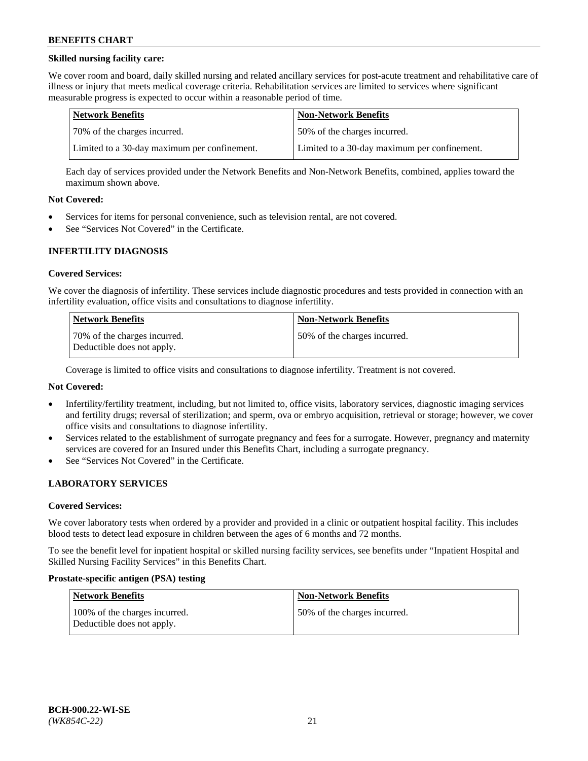**Skilled nursing facility care:**

We cover room and board, daily skilled nursing and related ancillary services for post-acute treatment and rehabilitative care of illness or injury that meets medical coverage criteria. Rehabilitation services are limited to services where significant measurable progress is expected to occur within a reasonable period of time.

| Network Benefits | Non-Network Benefits |
| --- | --- |
| 70% of the charges incurred. | 50% of the charges incurred. |
| Limited to a 30-day maximum per confinement. | Limited to a 30-day maximum per confinement. |

Each day of services provided under the Network Benefits and Non-Network Benefits, combined, applies toward the maximum shown above.

**Not Covered:**

- Services for items for personal convenience, such as television rental, are not covered.
- See "Services Not Covered" in the Certificate.

## INFERTILITY DIAGNOSIS

**Covered Services:**

We cover the diagnosis of infertility. These services include diagnostic procedures and tests provided in connection with an infertility evaluation, office visits and consultations to diagnose infertility.

| Network Benefits | Non-Network Benefits |
| --- | --- |
| 70% of the charges incurred. Deductible does not apply. | 50% of the charges incurred. |

Coverage is limited to office visits and consultations to diagnose infertility. Treatment is not covered.

**Not Covered:**

- Infertility/fertility treatment, including, but not limited to, office visits, laboratory services, diagnostic imaging services and fertility drugs; reversal of sterilization; and sperm, ova or embryo acquisition, retrieval or storage; however, we cover office visits and consultations to diagnose infertility.
- Services related to the establishment of surrogate pregnancy and fees for a surrogate. However, pregnancy and maternity services are covered for an Insured under this Benefits Chart, including a surrogate pregnancy.
- See "Services Not Covered" in the Certificate.

## LABORATORY SERVICES

**Covered Services:**

We cover laboratory tests when ordered by a provider and provided in a clinic or outpatient hospital facility. This includes blood tests to detect lead exposure in children between the ages of 6 months and 72 months.

To see the benefit level for inpatient hospital or skilled nursing facility services, see benefits under "Inpatient Hospital and Skilled Nursing Facility Services" in this Benefits Chart.

**Prostate-specific antigen (PSA) testing**

| Network Benefits | Non-Network Benefits |
| --- | --- |
| 100% of the charges incurred. Deductible does not apply. | 50% of the charges incurred. |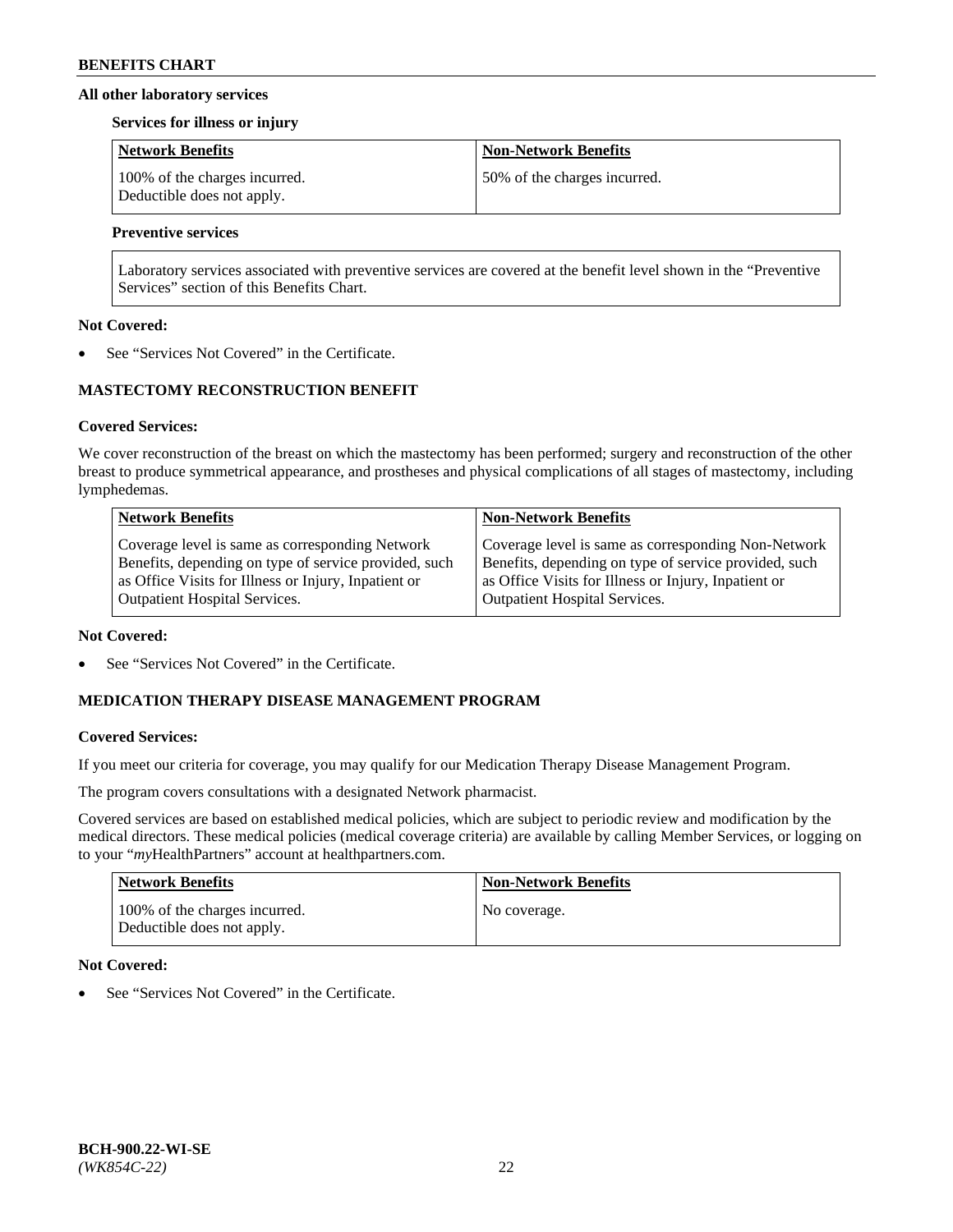### All other laboratory services

**Services for illness or injury**

| Network Benefits | Non-Network Benefits |
| --- | --- |
| 100% of the charges incurred. Deductible does not apply. | 50% of the charges incurred. |

**Preventive services**

| Laboratory services associated with preventive services are covered at the benefit level shown in the "Preventive Services" section of this Benefits Chart. |
| --- |

**Not Covered:**

- See "Services Not Covered" in the Certificate.

## MASTECTOMY RECONSTRUCTION BENEFIT

**Covered Services:**

We cover reconstruction of the breast on which the mastectomy has been performed; surgery and reconstruction of the other breast to produce symmetrical appearance, and prostheses and physical complications of all stages of mastectomy, including lymphedemas.

| Network Benefits | Non-Network Benefits |
| --- | --- |
| Coverage level is same as corresponding Network Benefits, depending on type of service provided, such as Office Visits for Illness or Injury, Inpatient or Outpatient Hospital Services. | Coverage level is same as corresponding Non-Network Benefits, depending on type of service provided, such as Office Visits for Illness or Injury, Inpatient or Outpatient Hospital Services. |

**Not Covered:**

- See "Services Not Covered" in the Certificate.

## MEDICATION THERAPY DISEASE MANAGEMENT PROGRAM

**Covered Services:**

If you meet our criteria for coverage, you may qualify for our Medication Therapy Disease Management Program.

The program covers consultations with a designated Network pharmacist.

Covered services are based on established medical policies, which are subject to periodic review and modification by the medical directors. These medical policies (medical coverage criteria) are available by calling Member Services, or logging on to your "*my*HealthPartners" account at healthpartners.com.

| Network Benefits | Non-Network Benefits |
| --- | --- |
| 100% of the charges incurred. Deductible does not apply. | No coverage. |

**Not Covered:**

- See "Services Not Covered" in the Certificate.

BCH-900.22-WI-SE
*(WK854C-22)*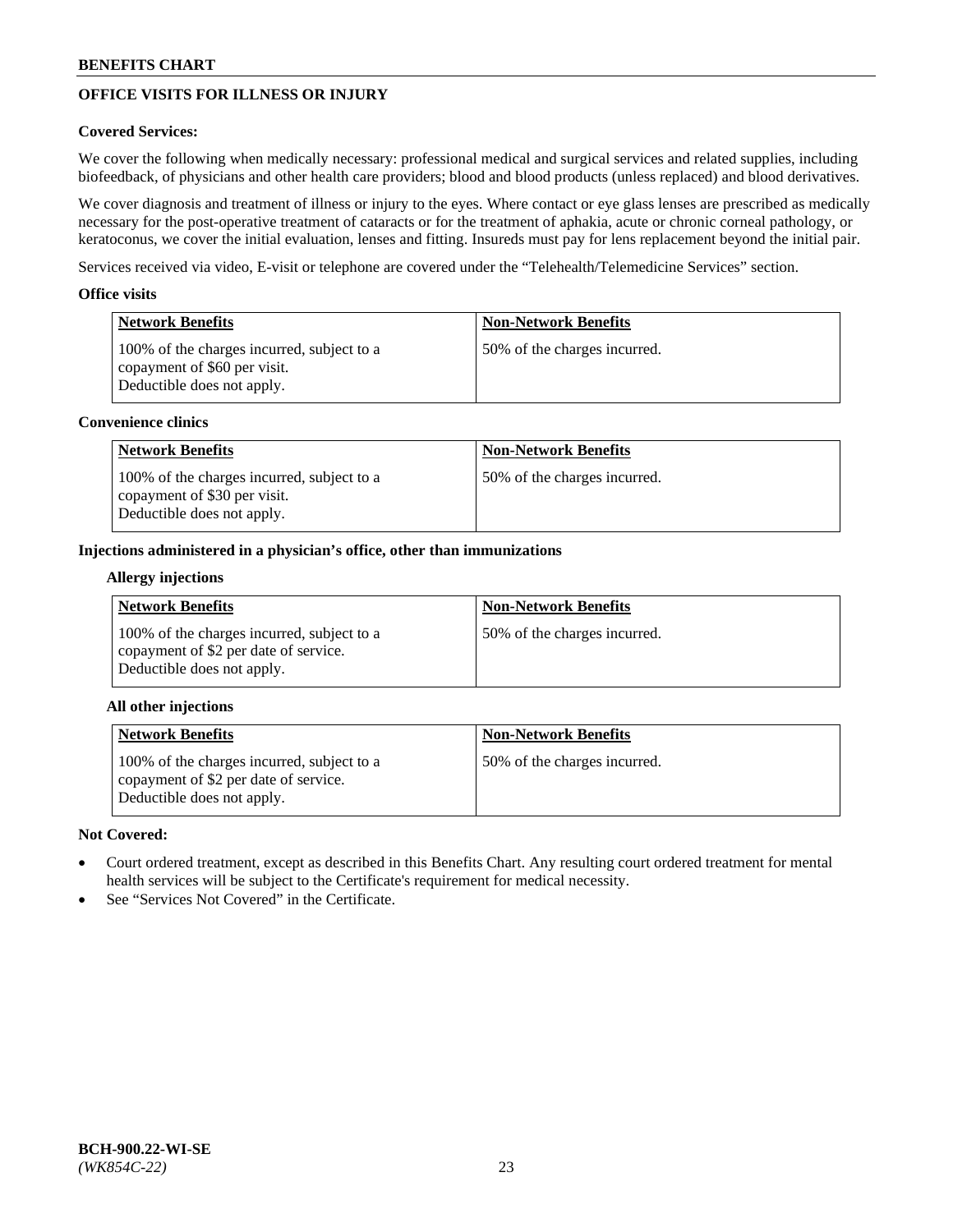## OFFICE VISITS FOR ILLNESS OR INJURY

**Covered Services:**

We cover the following when medically necessary: professional medical and surgical services and related supplies, including biofeedback, of physicians and other health care providers; blood and blood products (unless replaced) and blood derivatives.

We cover diagnosis and treatment of illness or injury to the eyes. Where contact or eye glass lenses are prescribed as medically necessary for the post-operative treatment of cataracts or for the treatment of aphakia, acute or chronic corneal pathology, or keratoconus, we cover the initial evaluation, lenses and fitting. Insureds must pay for lens replacement beyond the initial pair.

Services received via video, E-visit or telephone are covered under the "Telehealth/Telemedicine Services" section.

**Office visits**

| Network Benefits | Non-Network Benefits |
|---|---|
| 100% of the charges incurred, subject to a copayment of $60 per visit. Deductible does not apply. | 50% of the charges incurred. |

**Convenience clinics**

| Network Benefits | Non-Network Benefits |
|---|---|
| 100% of the charges incurred, subject to a copayment of $30 per visit. Deductible does not apply. | 50% of the charges incurred. |

**Injections administered in a physician's office, other than immunizations**

**Allergy injections**

| Network Benefits | Non-Network Benefits |
|---|---|
| 100% of the charges incurred, subject to a copayment of $2 per date of service. Deductible does not apply. | 50% of the charges incurred. |

**All other injections**

| Network Benefits | Non-Network Benefits |
|---|---|
| 100% of the charges incurred, subject to a copayment of $2 per date of service. Deductible does not apply. | 50% of the charges incurred. |

**Not Covered:**

- Court ordered treatment, except as described in this Benefits Chart. Any resulting court ordered treatment for mental health services will be subject to the Certificate's requirement for medical necessity.
- See "Services Not Covered" in the Certificate.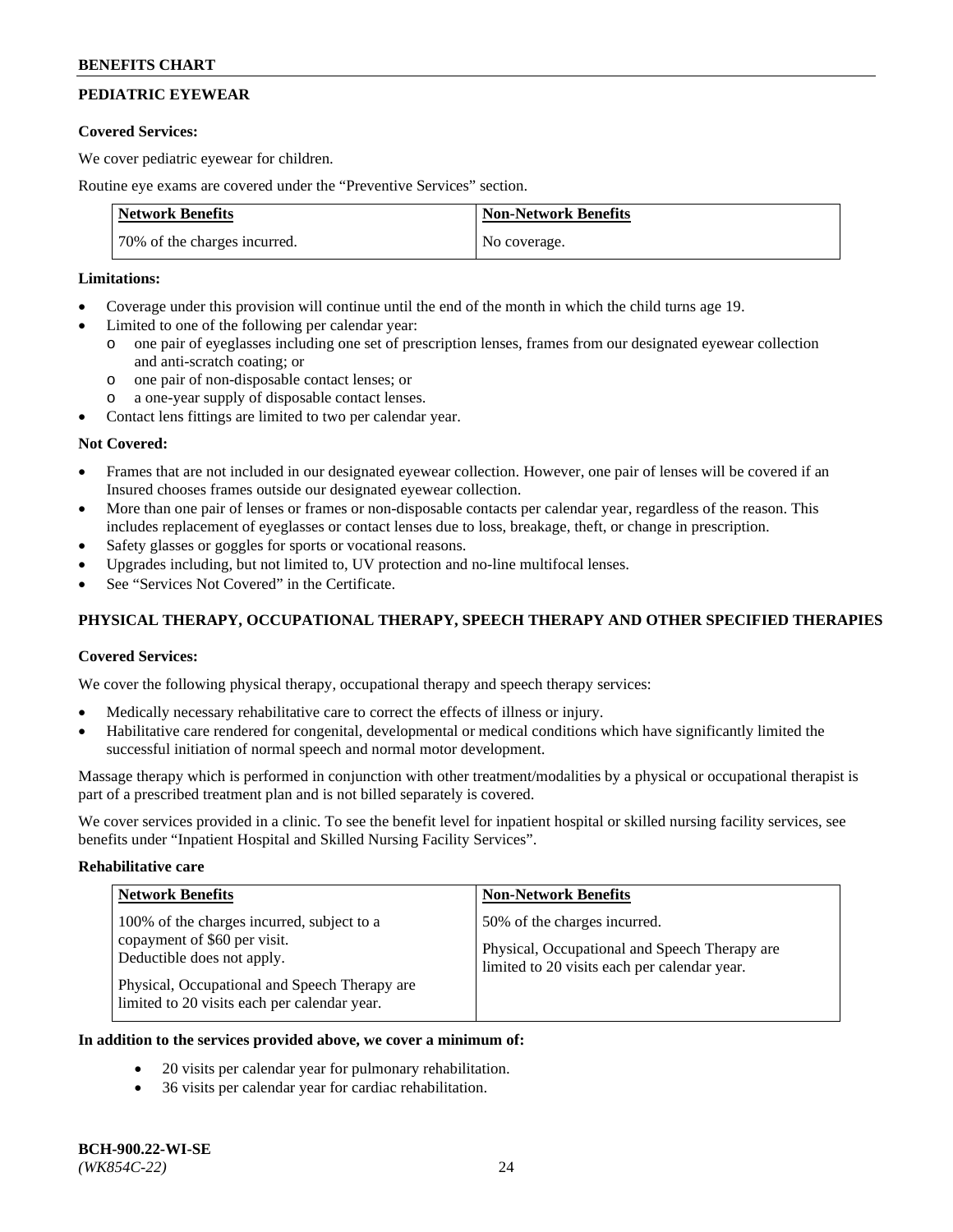## PEDIATRIC EYEWEAR

**Covered Services:**

We cover pediatric eyewear for children.

Routine eye exams are covered under the "Preventive Services" section.

| Network Benefits | Non-Network Benefits |
|---|---|
| 70% of the charges incurred. | No coverage. |

**Limitations:**

- Coverage under this provision will continue until the end of the month in which the child turns age 19.
- Limited to one of the following per calendar year:
  - one pair of eyeglasses including one set of prescription lenses, frames from our designated eyewear collection and anti-scratch coating; or
  - one pair of non-disposable contact lenses; or
  - a one-year supply of disposable contact lenses.
- Contact lens fittings are limited to two per calendar year.

**Not Covered:**

- Frames that are not included in our designated eyewear collection. However, one pair of lenses will be covered if an Insured chooses frames outside our designated eyewear collection.
- More than one pair of lenses or frames or non-disposable contacts per calendar year, regardless of the reason. This includes replacement of eyeglasses or contact lenses due to loss, breakage, theft, or change in prescription.
- Safety glasses or goggles for sports or vocational reasons.
- Upgrades including, but not limited to, UV protection and no-line multifocal lenses.
- See "Services Not Covered" in the Certificate.

## PHYSICAL THERAPY, OCCUPATIONAL THERAPY, SPEECH THERAPY AND OTHER SPECIFIED THERAPIES

**Covered Services:**

We cover the following physical therapy, occupational therapy and speech therapy services:

- Medically necessary rehabilitative care to correct the effects of illness or injury.
- Habilitative care rendered for congenital, developmental or medical conditions which have significantly limited the successful initiation of normal speech and normal motor development.

Massage therapy which is performed in conjunction with other treatment/modalities by a physical or occupational therapist is part of a prescribed treatment plan and is not billed separately is covered.

We cover services provided in a clinic. To see the benefit level for inpatient hospital or skilled nursing facility services, see benefits under "Inpatient Hospital and Skilled Nursing Facility Services".

**Rehabilitative care**

| Network Benefits | Non-Network Benefits |
|---|---|
| 100% of the charges incurred, subject to a copayment of $60 per visit. Deductible does not apply.<br><br>Physical, Occupational and Speech Therapy are limited to 20 visits each per calendar year. | 50% of the charges incurred.<br><br>Physical, Occupational and Speech Therapy are limited to 20 visits each per calendar year. |

**In addition to the services provided above, we cover a minimum of:**

- 20 visits per calendar year for pulmonary rehabilitation.
- 36 visits per calendar year for cardiac rehabilitation.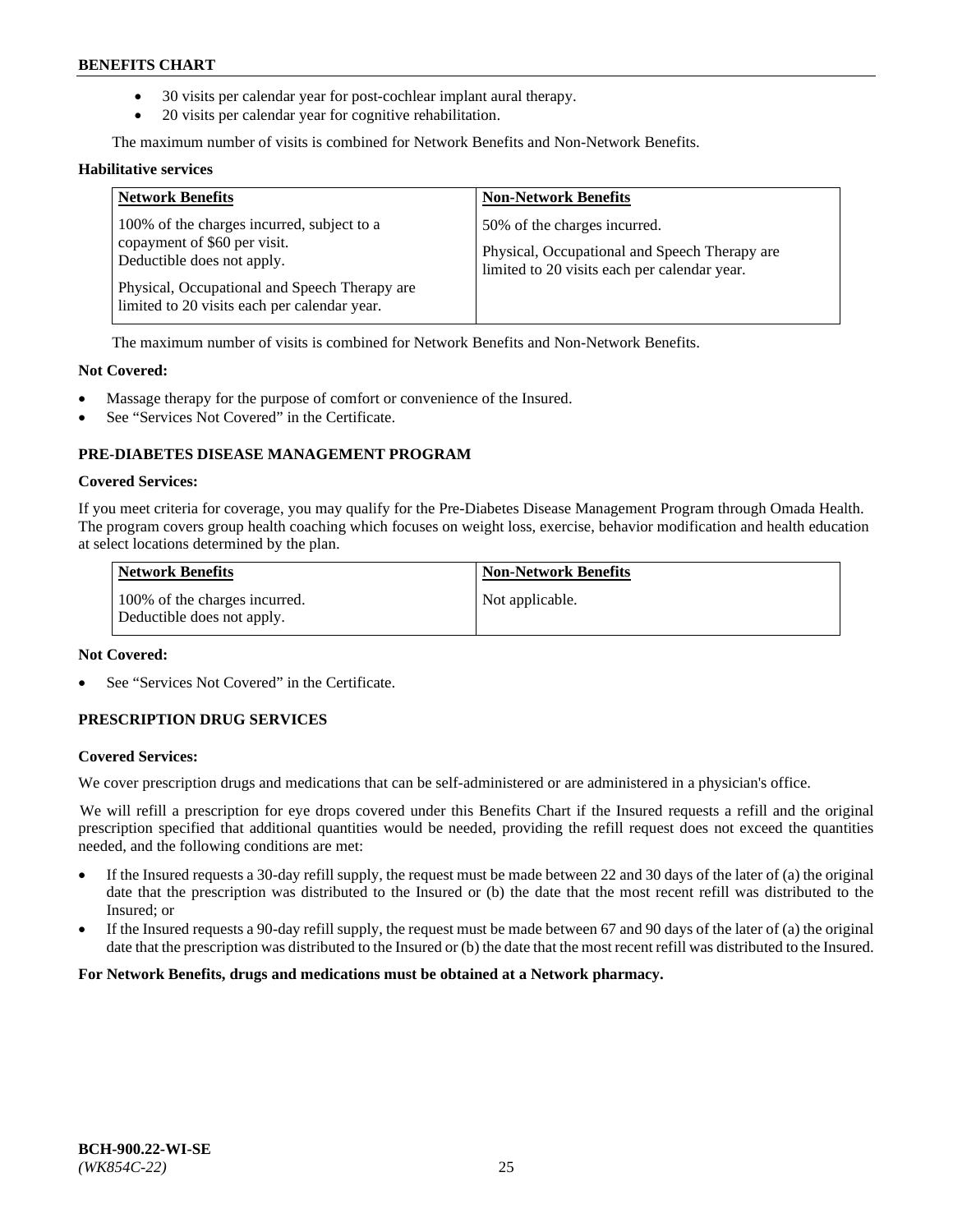- 30 visits per calendar year for post-cochlear implant aural therapy.
- 20 visits per calendar year for cognitive rehabilitation.

The maximum number of visits is combined for Network Benefits and Non-Network Benefits.

**Habilitative services**

| Network Benefits | Non-Network Benefits |
|---|---|
| 100% of the charges incurred, subject to a copayment of $60 per visit. Deductible does not apply.<br><br>Physical, Occupational and Speech Therapy are limited to 20 visits each per calendar year. | 50% of the charges incurred.<br><br>Physical, Occupational and Speech Therapy are limited to 20 visits each per calendar year. |

The maximum number of visits is combined for Network Benefits and Non-Network Benefits.

**Not Covered:**

- Massage therapy for the purpose of comfort or convenience of the Insured.
- See "Services Not Covered" in the Certificate.

### PRE-DIABETES DISEASE MANAGEMENT PROGRAM

**Covered Services:**

If you meet criteria for coverage, you may qualify for the Pre-Diabetes Disease Management Program through Omada Health. The program covers group health coaching which focuses on weight loss, exercise, behavior modification and health education at select locations determined by the plan.

| Network Benefits | Non-Network Benefits |
|---|---|
| 100% of the charges incurred. Deductible does not apply. | Not applicable. |

**Not Covered:**

- See "Services Not Covered" in the Certificate.

### PRESCRIPTION DRUG SERVICES

**Covered Services:**

We cover prescription drugs and medications that can be self-administered or are administered in a physician's office.

We will refill a prescription for eye drops covered under this Benefits Chart if the Insured requests a refill and the original prescription specified that additional quantities would be needed, providing the refill request does not exceed the quantities needed, and the following conditions are met:

- If the Insured requests a 30-day refill supply, the request must be made between 22 and 30 days of the later of (a) the original date that the prescription was distributed to the Insured or (b) the date that the most recent refill was distributed to the Insured; or
- If the Insured requests a 90-day refill supply, the request must be made between 67 and 90 days of the later of (a) the original date that the prescription was distributed to the Insured or (b) the date that the most recent refill was distributed to the Insured.

**For Network Benefits, drugs and medications must be obtained at a Network pharmacy.**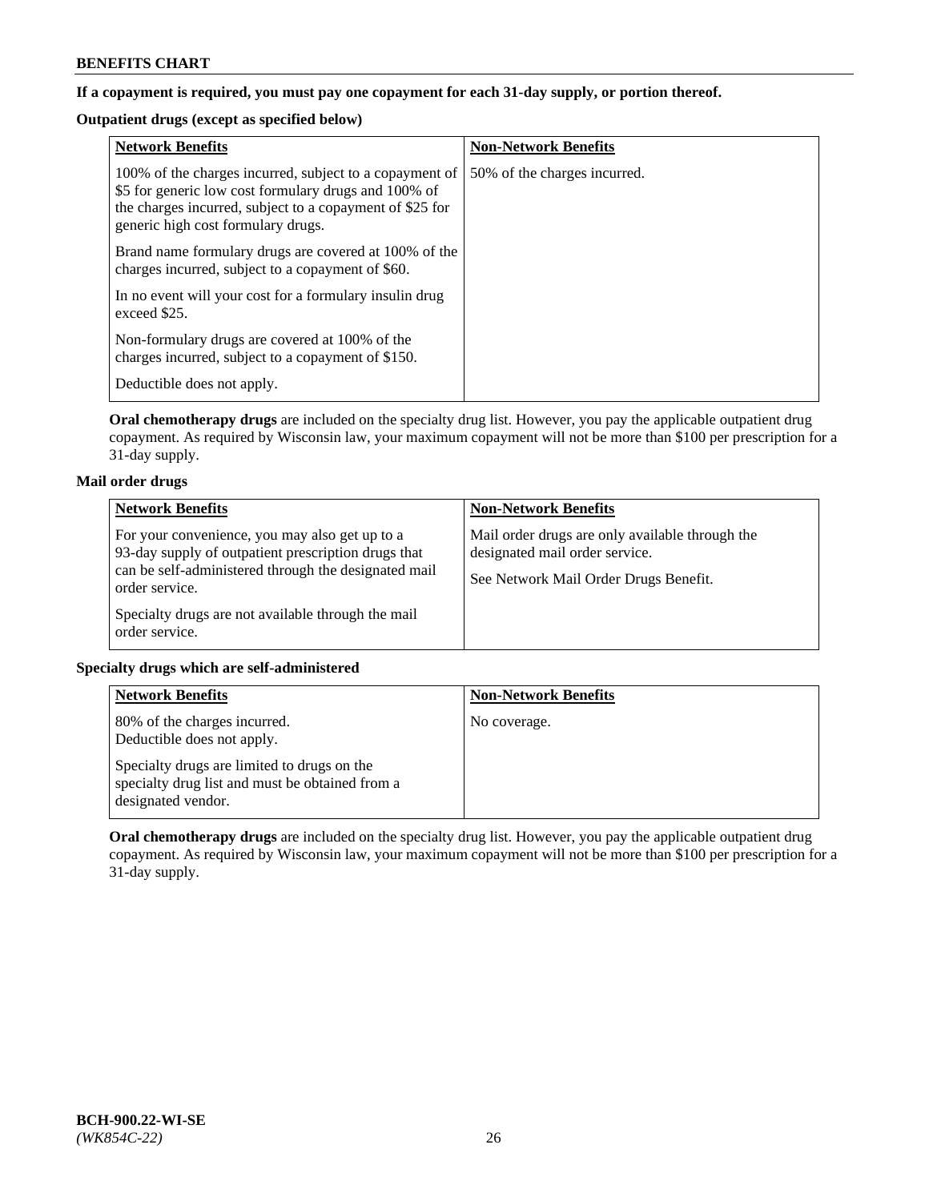**If a copayment is required, you must pay one copayment for each 31-day supply, or portion thereof.**

**Outpatient drugs (except as specified below)**

| Network Benefits | Non-Network Benefits |
|---|---|
| 100% of the charges incurred, subject to a copayment of $5 for generic low cost formulary drugs and 100% of the charges incurred, subject to a copayment of $25 for generic high cost formulary drugs.<br><br>Brand name formulary drugs are covered at 100% of the charges incurred, subject to a copayment of $60.<br><br>In no event will your cost for a formulary insulin drug exceed $25.<br><br>Non-formulary drugs are covered at 100% of the charges incurred, subject to a copayment of $150.<br><br>Deductible does not apply. | 50% of the charges incurred. |

**Oral chemotherapy drugs** are included on the specialty drug list. However, you pay the applicable outpatient drug copayment. As required by Wisconsin law, your maximum copayment will not be more than $100 per prescription for a 31-day supply.

**Mail order drugs**

| Network Benefits | Non-Network Benefits |
|---|---|
| For your convenience, you may also get up to a 93-day supply of outpatient prescription drugs that can be self-administered through the designated mail order service.<br><br>Specialty drugs are not available through the mail order service. | Mail order drugs are only available through the designated mail order service.<br><br>See Network Mail Order Drugs Benefit. |

**Specialty drugs which are self-administered**

| Network Benefits | Non-Network Benefits |
|---|---|
| 80% of the charges incurred.<br>Deductible does not apply.<br><br>Specialty drugs are limited to drugs on the specialty drug list and must be obtained from a designated vendor. | No coverage. |

**Oral chemotherapy drugs** are included on the specialty drug list. However, you pay the applicable outpatient drug copayment. As required by Wisconsin law, your maximum copayment will not be more than $100 per prescription for a 31-day supply.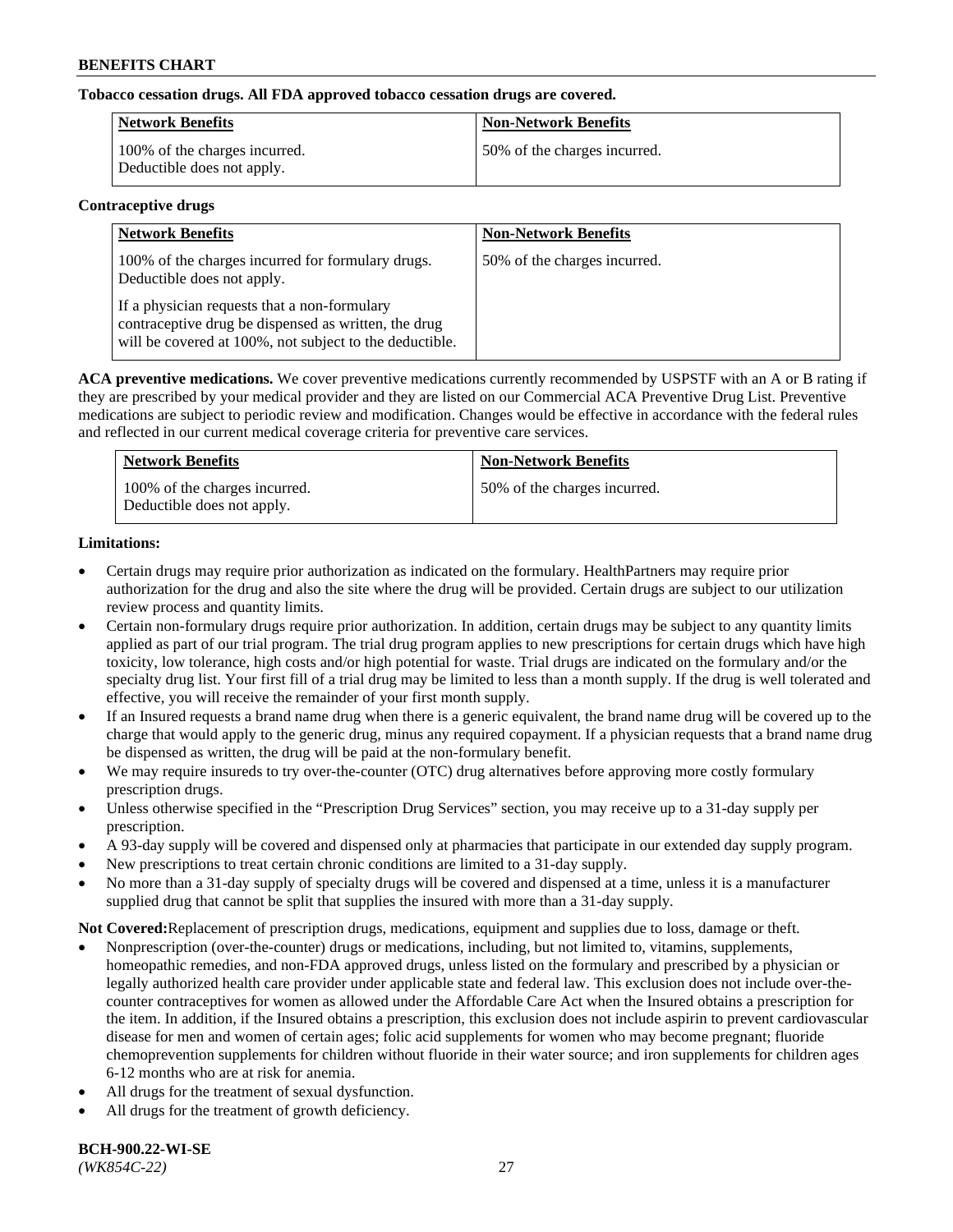**Tobacco cessation drugs. All FDA approved tobacco cessation drugs are covered.**

| Network Benefits | Non-Network Benefits |
| --- | --- |
| 100% of the charges incurred. Deductible does not apply. | 50% of the charges incurred. |

**Contraceptive drugs**

| Network Benefits | Non-Network Benefits |
| --- | --- |
| 100% of the charges incurred for formulary drugs. Deductible does not apply.<br><br>If a physician requests that a non-formulary contraceptive drug be dispensed as written, the drug will be covered at 100%, not subject to the deductible. | 50% of the charges incurred. |

**ACA preventive medications.** We cover preventive medications currently recommended by USPSTF with an A or B rating if they are prescribed by your medical provider and they are listed on our Commercial ACA Preventive Drug List. Preventive medications are subject to periodic review and modification. Changes would be effective in accordance with the federal rules and reflected in our current medical coverage criteria for preventive care services.

| Network Benefits | Non-Network Benefits |
| --- | --- |
| 100% of the charges incurred. Deductible does not apply. | 50% of the charges incurred. |

**Limitations:**

- Certain drugs may require prior authorization as indicated on the formulary. HealthPartners may require prior authorization for the drug and also the site where the drug will be provided. Certain drugs are subject to our utilization review process and quantity limits.
- Certain non-formulary drugs require prior authorization. In addition, certain drugs may be subject to any quantity limits applied as part of our trial program. The trial drug program applies to new prescriptions for certain drugs which have high toxicity, low tolerance, high costs and/or high potential for waste. Trial drugs are indicated on the formulary and/or the specialty drug list. Your first fill of a trial drug may be limited to less than a month supply. If the drug is well tolerated and effective, you will receive the remainder of your first month supply.
- If an Insured requests a brand name drug when there is a generic equivalent, the brand name drug will be covered up to the charge that would apply to the generic drug, minus any required copayment. If a physician requests that a brand name drug be dispensed as written, the drug will be paid at the non-formulary benefit.
- We may require insureds to try over-the-counter (OTC) drug alternatives before approving more costly formulary prescription drugs.
- Unless otherwise specified in the "Prescription Drug Services" section, you may receive up to a 31-day supply per prescription.
- A 93-day supply will be covered and dispensed only at pharmacies that participate in our extended day supply program.
- New prescriptions to treat certain chronic conditions are limited to a 31-day supply.
- No more than a 31-day supply of specialty drugs will be covered and dispensed at a time, unless it is a manufacturer supplied drug that cannot be split that supplies the insured with more than a 31-day supply.

**Not Covered:**Replacement of prescription drugs, medications, equipment and supplies due to loss, damage or theft.

- Nonprescription (over-the-counter) drugs or medications, including, but not limited to, vitamins, supplements, homeopathic remedies, and non-FDA approved drugs, unless listed on the formulary and prescribed by a physician or legally authorized health care provider under applicable state and federal law. This exclusion does not include over-the-counter contraceptives for women as allowed under the Affordable Care Act when the Insured obtains a prescription for the item. In addition, if the Insured obtains a prescription, this exclusion does not include aspirin to prevent cardiovascular disease for men and women of certain ages; folic acid supplements for women who may become pregnant; fluoride chemoprevention supplements for children without fluoride in their water source; and iron supplements for children ages 6-12 months who are at risk for anemia.
- All drugs for the treatment of sexual dysfunction.
- All drugs for the treatment of growth deficiency.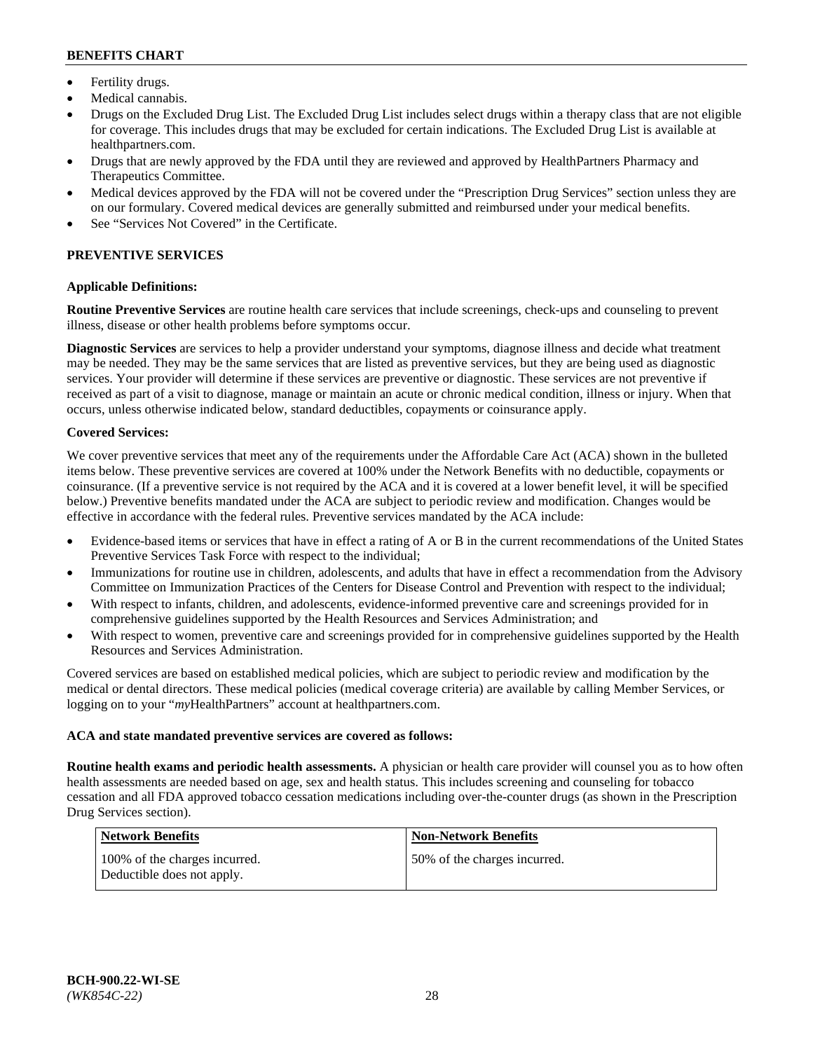- Fertility drugs.
- Medical cannabis.
- Drugs on the Excluded Drug List. The Excluded Drug List includes select drugs within a therapy class that are not eligible for coverage. This includes drugs that may be excluded for certain indications. The Excluded Drug List is available at healthpartners.com.
- Drugs that are newly approved by the FDA until they are reviewed and approved by HealthPartners Pharmacy and Therapeutics Committee.
- Medical devices approved by the FDA will not be covered under the "Prescription Drug Services" section unless they are on our formulary. Covered medical devices are generally submitted and reimbursed under your medical benefits.
- See "Services Not Covered" in the Certificate.

## PREVENTIVE SERVICES

### Applicable Definitions:

**Routine Preventive Services** are routine health care services that include screenings, check-ups and counseling to prevent illness, disease or other health problems before symptoms occur.

**Diagnostic Services** are services to help a provider understand your symptoms, diagnose illness and decide what treatment may be needed. They may be the same services that are listed as preventive services, but they are being used as diagnostic services. Your provider will determine if these services are preventive or diagnostic. These services are not preventive if received as part of a visit to diagnose, manage or maintain an acute or chronic medical condition, illness or injury. When that occurs, unless otherwise indicated below, standard deductibles, copayments or coinsurance apply.

### Covered Services:

We cover preventive services that meet any of the requirements under the Affordable Care Act (ACA) shown in the bulleted items below. These preventive services are covered at 100% under the Network Benefits with no deductible, copayments or coinsurance. (If a preventive service is not required by the ACA and it is covered at a lower benefit level, it will be specified below.) Preventive benefits mandated under the ACA are subject to periodic review and modification. Changes would be effective in accordance with the federal rules. Preventive services mandated by the ACA include:

- Evidence-based items or services that have in effect a rating of A or B in the current recommendations of the United States Preventive Services Task Force with respect to the individual;
- Immunizations for routine use in children, adolescents, and adults that have in effect a recommendation from the Advisory Committee on Immunization Practices of the Centers for Disease Control and Prevention with respect to the individual;
- With respect to infants, children, and adolescents, evidence-informed preventive care and screenings provided for in comprehensive guidelines supported by the Health Resources and Services Administration; and
- With respect to women, preventive care and screenings provided for in comprehensive guidelines supported by the Health Resources and Services Administration.

Covered services are based on established medical policies, which are subject to periodic review and modification by the medical or dental directors. These medical policies (medical coverage criteria) are available by calling Member Services, or logging on to your "*my*HealthPartners" account at healthpartners.com.

**ACA and state mandated preventive services are covered as follows:**

**Routine health exams and periodic health assessments.** A physician or health care provider will counsel you as to how often health assessments are needed based on age, sex and health status. This includes screening and counseling for tobacco cessation and all FDA approved tobacco cessation medications including over-the-counter drugs (as shown in the Prescription Drug Services section).

| Network Benefits | Non-Network Benefits |
| --- | --- |
| 100% of the charges incurred. Deductible does not apply. | 50% of the charges incurred. |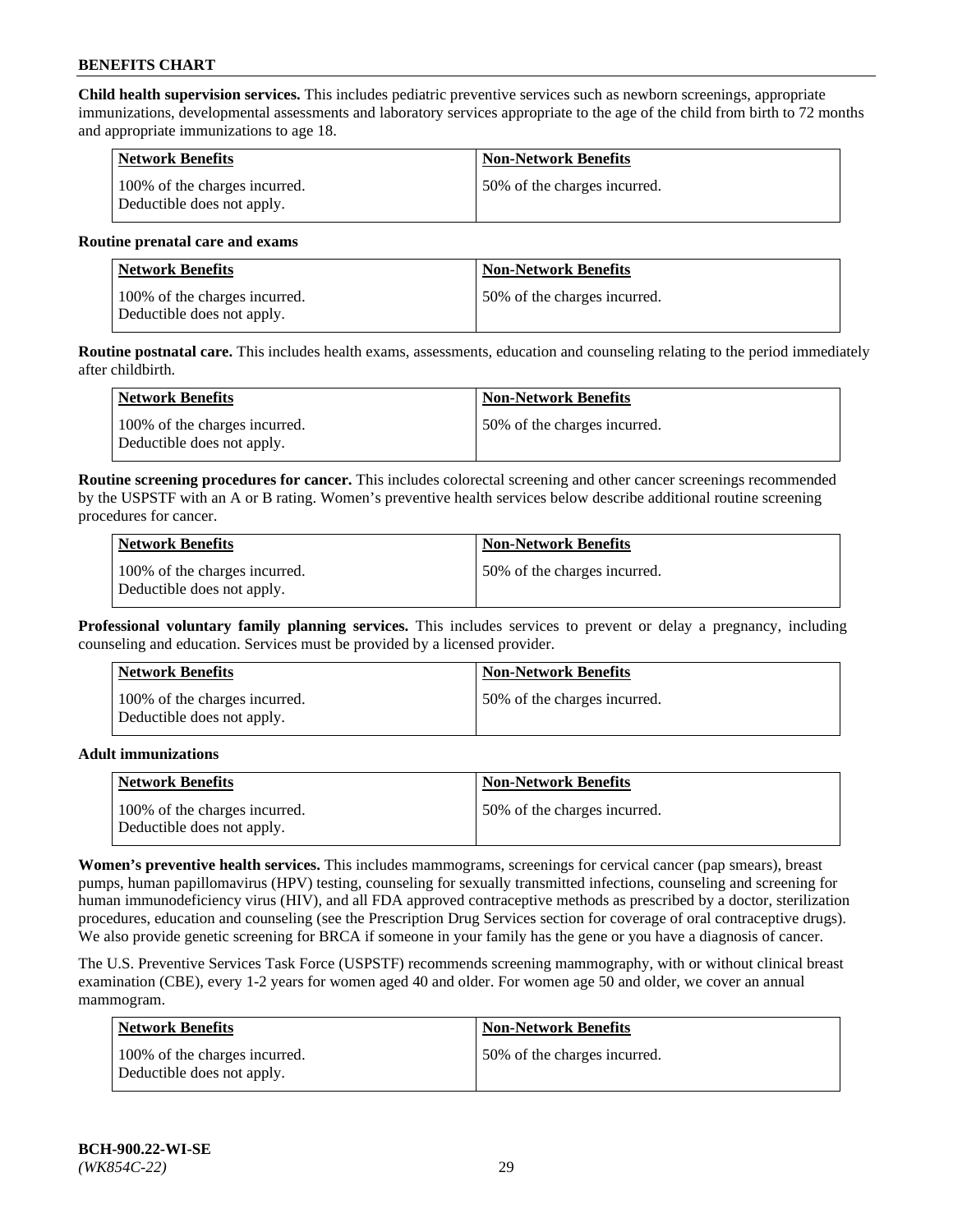**Child health supervision services.** This includes pediatric preventive services such as newborn screenings, appropriate immunizations, developmental assessments and laboratory services appropriate to the age of the child from birth to 72 months and appropriate immunizations to age 18.

| Network Benefits | Non-Network Benefits |
|---|---|
| 100% of the charges incurred. Deductible does not apply. | 50% of the charges incurred. |

**Routine prenatal care and exams**

| Network Benefits | Non-Network Benefits |
|---|---|
| 100% of the charges incurred. Deductible does not apply. | 50% of the charges incurred. |

**Routine postnatal care.** This includes health exams, assessments, education and counseling relating to the period immediately after childbirth.

| Network Benefits | Non-Network Benefits |
|---|---|
| 100% of the charges incurred. Deductible does not apply. | 50% of the charges incurred. |

**Routine screening procedures for cancer.** This includes colorectal screening and other cancer screenings recommended by the USPSTF with an A or B rating. Women's preventive health services below describe additional routine screening procedures for cancer.

| Network Benefits | Non-Network Benefits |
|---|---|
| 100% of the charges incurred. Deductible does not apply. | 50% of the charges incurred. |

**Professional voluntary family planning services.** This includes services to prevent or delay a pregnancy, including counseling and education. Services must be provided by a licensed provider.

| Network Benefits | Non-Network Benefits |
|---|---|
| 100% of the charges incurred. Deductible does not apply. | 50% of the charges incurred. |

**Adult immunizations**

| Network Benefits | Non-Network Benefits |
|---|---|
| 100% of the charges incurred. Deductible does not apply. | 50% of the charges incurred. |

**Women's preventive health services.** This includes mammograms, screenings for cervical cancer (pap smears), breast pumps, human papillomavirus (HPV) testing, counseling for sexually transmitted infections, counseling and screening for human immunodeficiency virus (HIV), and all FDA approved contraceptive methods as prescribed by a doctor, sterilization procedures, education and counseling (see the Prescription Drug Services section for coverage of oral contraceptive drugs). We also provide genetic screening for BRCA if someone in your family has the gene or you have a diagnosis of cancer.

The U.S. Preventive Services Task Force (USPSTF) recommends screening mammography, with or without clinical breast examination (CBE), every 1-2 years for women aged 40 and older. For women age 50 and older, we cover an annual mammogram.

| Network Benefits | Non-Network Benefits |
|---|---|
| 100% of the charges incurred. Deductible does not apply. | 50% of the charges incurred. |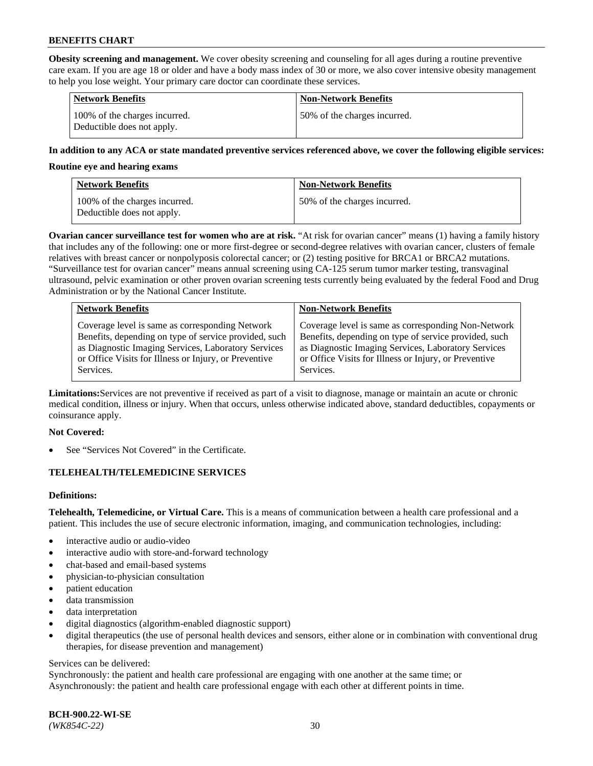**Obesity screening and management.** We cover obesity screening and counseling for all ages during a routine preventive care exam. If you are age 18 or older and have a body mass index of 30 or more, we also cover intensive obesity management to help you lose weight. Your primary care doctor can coordinate these services.

| Network Benefits | Non-Network Benefits |
|---|---|
| 100% of the charges incurred. Deductible does not apply. | 50% of the charges incurred. |

**In addition to any ACA or state mandated preventive services referenced above, we cover the following eligible services:**

**Routine eye and hearing exams**

| Network Benefits | Non-Network Benefits |
|---|---|
| 100% of the charges incurred. Deductible does not apply. | 50% of the charges incurred. |

**Ovarian cancer surveillance test for women who are at risk.** "At risk for ovarian cancer" means (1) having a family history that includes any of the following: one or more first-degree or second-degree relatives with ovarian cancer, clusters of female relatives with breast cancer or nonpolyposis colorectal cancer; or (2) testing positive for BRCA1 or BRCA2 mutations. "Surveillance test for ovarian cancer" means annual screening using CA-125 serum tumor marker testing, transvaginal ultrasound, pelvic examination or other proven ovarian screening tests currently being evaluated by the federal Food and Drug Administration or by the National Cancer Institute.

| Network Benefits | Non-Network Benefits |
|---|---|
| Coverage level is same as corresponding Network Benefits, depending on type of service provided, such as Diagnostic Imaging Services, Laboratory Services or Office Visits for Illness or Injury, or Preventive Services. | Coverage level is same as corresponding Non-Network Benefits, depending on type of service provided, such as Diagnostic Imaging Services, Laboratory Services or Office Visits for Illness or Injury, or Preventive Services. |

**Limitations:** Services are not preventive if received as part of a visit to diagnose, manage or maintain an acute or chronic medical condition, illness or injury. When that occurs, unless otherwise indicated above, standard deductibles, copayments or coinsurance apply.

**Not Covered:**

- See "Services Not Covered" in the Certificate.

## TELEHEALTH/TELEMEDICINE SERVICES

**Definitions:**

**Telehealth, Telemedicine, or Virtual Care.** This is a means of communication between a health care professional and a patient. This includes the use of secure electronic information, imaging, and communication technologies, including:

- interactive audio or audio-video
- interactive audio with store-and-forward technology
- chat-based and email-based systems
- physician-to-physician consultation
- patient education
- data transmission
- data interpretation
- digital diagnostics (algorithm-enabled diagnostic support)
- digital therapeutics (the use of personal health devices and sensors, either alone or in combination with conventional drug therapies, for disease prevention and management)

Services can be delivered:
Synchronously: the patient and health care professional are engaging with one another at the same time; or
Asynchronously: the patient and health care professional engage with each other at different points in time.

**BCH-900.22-WI-SE**
*(WK854C-22)*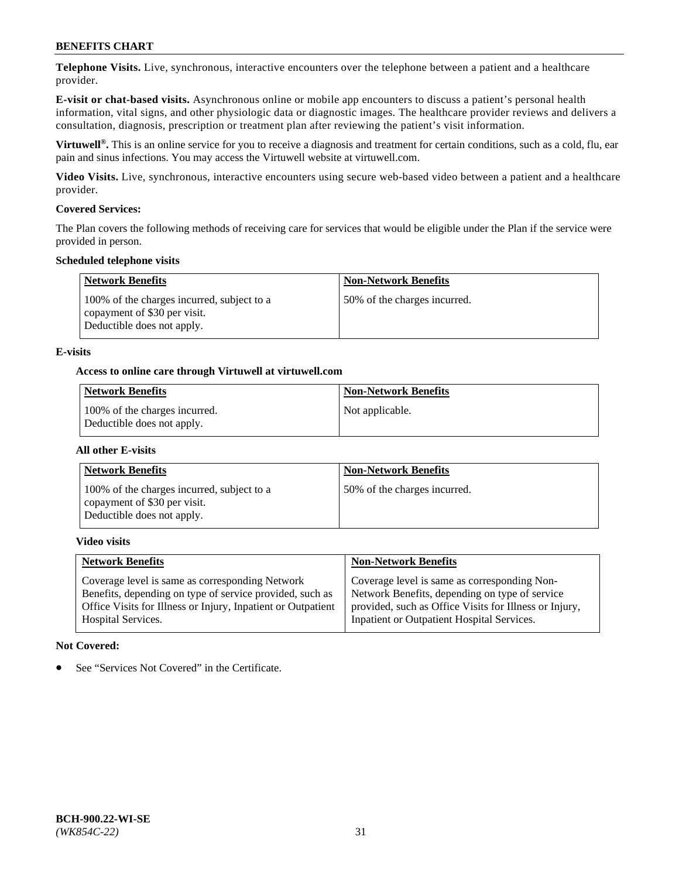**Telephone Visits.** Live, synchronous, interactive encounters over the telephone between a patient and a healthcare provider.

**E-visit or chat-based visits.** Asynchronous online or mobile app encounters to discuss a patient's personal health information, vital signs, and other physiologic data or diagnostic images. The healthcare provider reviews and delivers a consultation, diagnosis, prescription or treatment plan after reviewing the patient's visit information.

**Virtuwell®.** This is an online service for you to receive a diagnosis and treatment for certain conditions, such as a cold, flu, ear pain and sinus infections. You may access the Virtuwell website at virtuwell.com.

**Video Visits.** Live, synchronous, interactive encounters using secure web-based video between a patient and a healthcare provider.

**Covered Services:**

The Plan covers the following methods of receiving care for services that would be eligible under the Plan if the service were provided in person.

**Scheduled telephone visits**

| Network Benefits | Non-Network Benefits |
|---|---|
| 100% of the charges incurred, subject to a copayment of $30 per visit. Deductible does not apply. | 50% of the charges incurred. |

**E-visits**

**Access to online care through Virtuwell at virtuwell.com**

| Network Benefits | Non-Network Benefits |
|---|---|
| 100% of the charges incurred. Deductible does not apply. | Not applicable. |

**All other E-visits**

| Network Benefits | Non-Network Benefits |
|---|---|
| 100% of the charges incurred, subject to a copayment of $30 per visit. Deductible does not apply. | 50% of the charges incurred. |

**Video visits**

| Network Benefits | Non-Network Benefits |
|---|---|
| Coverage level is same as corresponding Network Benefits, depending on type of service provided, such as Office Visits for Illness or Injury, Inpatient or Outpatient Hospital Services. | Coverage level is same as corresponding Non-Network Benefits, depending on type of service provided, such as Office Visits for Illness or Injury, Inpatient or Outpatient Hospital Services. |

**Not Covered:**

- See "Services Not Covered" in the Certificate.

BCH-900.22-WI-SE
*(WK854C-22)*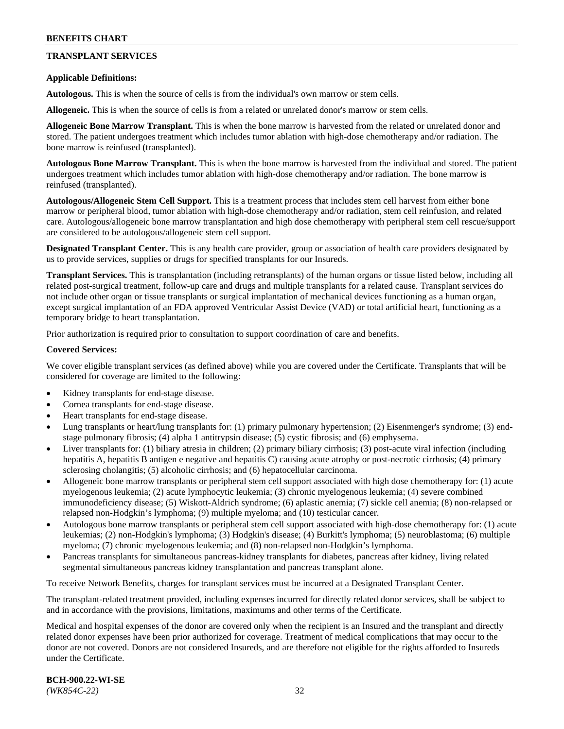## TRANSPLANT SERVICES

**Applicable Definitions:**

**Autologous.** This is when the source of cells is from the individual's own marrow or stem cells.

**Allogeneic.** This is when the source of cells is from a related or unrelated donor's marrow or stem cells.

**Allogeneic Bone Marrow Transplant.** This is when the bone marrow is harvested from the related or unrelated donor and stored. The patient undergoes treatment which includes tumor ablation with high-dose chemotherapy and/or radiation. The bone marrow is reinfused (transplanted).

**Autologous Bone Marrow Transplant.** This is when the bone marrow is harvested from the individual and stored. The patient undergoes treatment which includes tumor ablation with high-dose chemotherapy and/or radiation. The bone marrow is reinfused (transplanted).

**Autologous/Allogeneic Stem Cell Support.** This is a treatment process that includes stem cell harvest from either bone marrow or peripheral blood, tumor ablation with high-dose chemotherapy and/or radiation, stem cell reinfusion, and related care. Autologous/allogeneic bone marrow transplantation and high dose chemotherapy with peripheral stem cell rescue/support are considered to be autologous/allogeneic stem cell support.

**Designated Transplant Center.** This is any health care provider, group or association of health care providers designated by us to provide services, supplies or drugs for specified transplants for our Insureds.

**Transplant Services.** This is transplantation (including retransplants) of the human organs or tissue listed below, including all related post-surgical treatment, follow-up care and drugs and multiple transplants for a related cause. Transplant services do not include other organ or tissue transplants or surgical implantation of mechanical devices functioning as a human organ, except surgical implantation of an FDA approved Ventricular Assist Device (VAD) or total artificial heart, functioning as a temporary bridge to heart transplantation.

Prior authorization is required prior to consultation to support coordination of care and benefits.

**Covered Services:**

We cover eligible transplant services (as defined above) while you are covered under the Certificate. Transplants that will be considered for coverage are limited to the following:

- Kidney transplants for end-stage disease.
- Cornea transplants for end-stage disease.
- Heart transplants for end-stage disease.
- Lung transplants or heart/lung transplants for: (1) primary pulmonary hypertension; (2) Eisenmenger's syndrome; (3) end-stage pulmonary fibrosis; (4) alpha 1 antitrypsin disease; (5) cystic fibrosis; and (6) emphysema.
- Liver transplants for: (1) biliary atresia in children; (2) primary biliary cirrhosis; (3) post-acute viral infection (including hepatitis A, hepatitis B antigen e negative and hepatitis C) causing acute atrophy or post-necrotic cirrhosis; (4) primary sclerosing cholangitis; (5) alcoholic cirrhosis; and (6) hepatocellular carcinoma.
- Allogeneic bone marrow transplants or peripheral stem cell support associated with high dose chemotherapy for: (1) acute myelogenous leukemia; (2) acute lymphocytic leukemia; (3) chronic myelogenous leukemia; (4) severe combined immunodeficiency disease; (5) Wiskott-Aldrich syndrome; (6) aplastic anemia; (7) sickle cell anemia; (8) non-relapsed or relapsed non-Hodgkin's lymphoma; (9) multiple myeloma; and (10) testicular cancer.
- Autologous bone marrow transplants or peripheral stem cell support associated with high-dose chemotherapy for: (1) acute leukemias; (2) non-Hodgkin's lymphoma; (3) Hodgkin's disease; (4) Burkitt's lymphoma; (5) neuroblastoma; (6) multiple myeloma; (7) chronic myelogenous leukemia; and (8) non-relapsed non-Hodgkin's lymphoma.
- Pancreas transplants for simultaneous pancreas-kidney transplants for diabetes, pancreas after kidney, living related segmental simultaneous pancreas kidney transplantation and pancreas transplant alone.

To receive Network Benefits, charges for transplant services must be incurred at a Designated Transplant Center.

The transplant-related treatment provided, including expenses incurred for directly related donor services, shall be subject to and in accordance with the provisions, limitations, maximums and other terms of the Certificate.

Medical and hospital expenses of the donor are covered only when the recipient is an Insured and the transplant and directly related donor expenses have been prior authorized for coverage. Treatment of medical complications that may occur to the donor are not covered. Donors are not considered Insureds, and are therefore not eligible for the rights afforded to Insureds under the Certificate.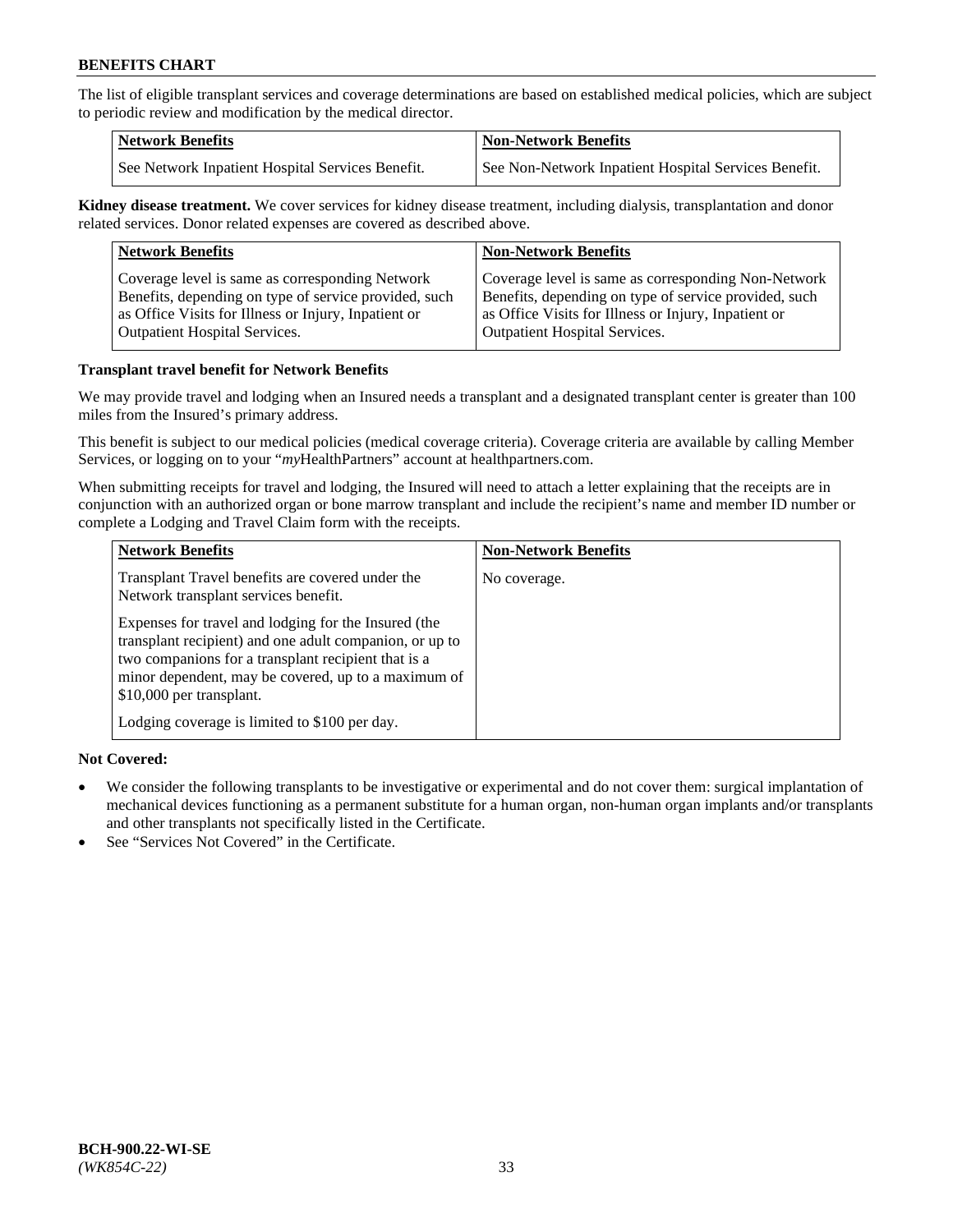The list of eligible transplant services and coverage determinations are based on established medical policies, which are subject to periodic review and modification by the medical director.

| Network Benefits | Non-Network Benefits |
| --- | --- |
| See Network Inpatient Hospital Services Benefit. | See Non-Network Inpatient Hospital Services Benefit. |

**Kidney disease treatment.** We cover services for kidney disease treatment, including dialysis, transplantation and donor related services. Donor related expenses are covered as described above.

| Network Benefits | Non-Network Benefits |
| --- | --- |
| Coverage level is same as corresponding Network Benefits, depending on type of service provided, such as Office Visits for Illness or Injury, Inpatient or Outpatient Hospital Services. | Coverage level is same as corresponding Non-Network Benefits, depending on type of service provided, such as Office Visits for Illness or Injury, Inpatient or Outpatient Hospital Services. |

**Transplant travel benefit for Network Benefits**

We may provide travel and lodging when an Insured needs a transplant and a designated transplant center is greater than 100 miles from the Insured's primary address.

This benefit is subject to our medical policies (medical coverage criteria). Coverage criteria are available by calling Member Services, or logging on to your "*my*HealthPartners" account at healthpartners.com.

When submitting receipts for travel and lodging, the Insured will need to attach a letter explaining that the receipts are in conjunction with an authorized organ or bone marrow transplant and include the recipient's name and member ID number or complete a Lodging and Travel Claim form with the receipts.

| Network Benefits | Non-Network Benefits |
| --- | --- |
| Transplant Travel benefits are covered under the Network transplant services benefit.<br><br>Expenses for travel and lodging for the Insured (the transplant recipient) and one adult companion, or up to two companions for a transplant recipient that is a minor dependent, may be covered, up to a maximum of $10,000 per transplant.<br><br>Lodging coverage is limited to $100 per day. | No coverage. |

**Not Covered:**

- We consider the following transplants to be investigative or experimental and do not cover them: surgical implantation of mechanical devices functioning as a permanent substitute for a human organ, non-human organ implants and/or transplants and other transplants not specifically listed in the Certificate.
- See "Services Not Covered" in the Certificate.

**BCH-900.22-WI-SE**
*(WK854C-22)*